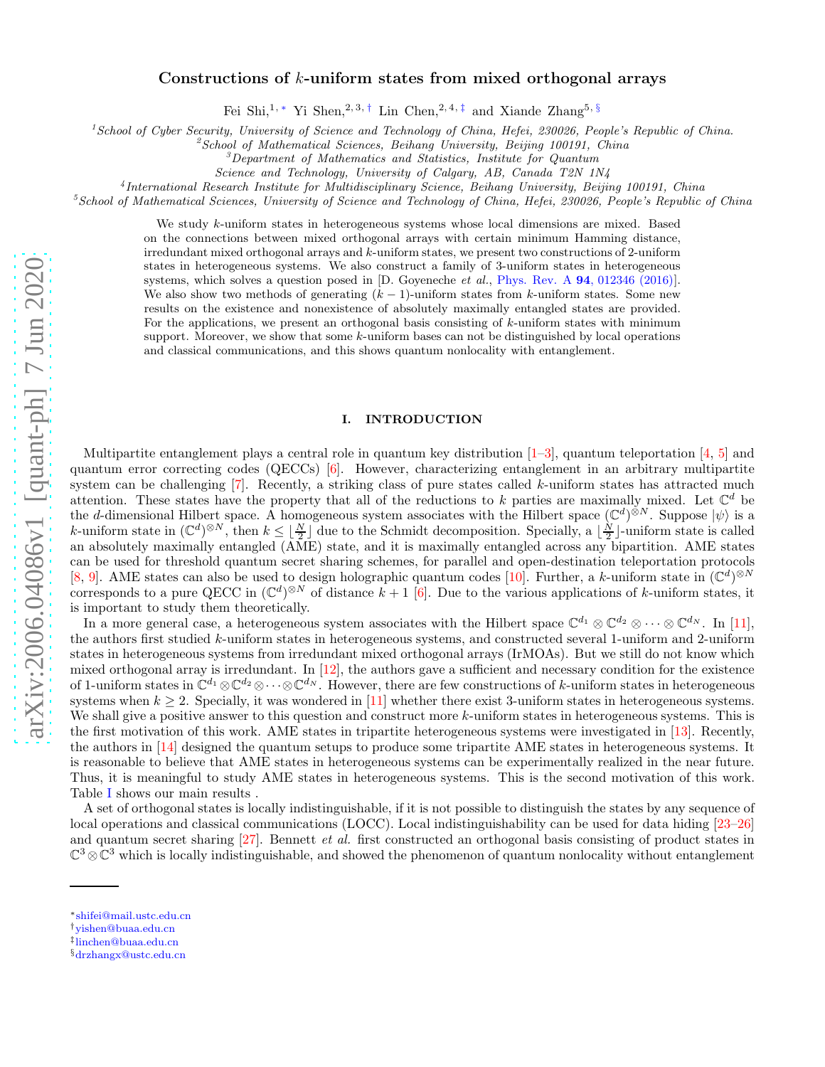# Constructions of $k$-uniform states from mixed orthogonal arrays

Fei Shi,[1,*] Yi Shen,[2,3,†] Lin Chen,[2,4,‡] and Xiande Zhang[5,§]

[1]*School of Cyber Security, University of Science and Technology of China, Hefei, 230026, People's Republic of China.*
[2]*School of Mathematical Sciences, Beihang University, Beijing 100191, China*
[3]*Department of Mathematics and Statistics, Institute for Quantum Science and Technology, University of Calgary, AB, Canada T2N 1N4*
[4]*International Research Institute for Multidisciplinary Science, Beihang University, Beijing 100191, China*
[5]*School of Mathematical Sciences, University of Science and Technology of China, Hefei, 230026, People's Republic of China*

We study $k$-uniform states in heterogeneous systems whose local dimensions are mixed. Based on the connections between mixed orthogonal arrays with certain minimum Hamming distance, irredundant mixed orthogonal arrays and $k$-uniform states, we present two constructions of 2-uniform states in heterogeneous systems. We also construct a family of 3-uniform states in heterogeneous systems, which solves a question posed in [D. Goyeneche *et al.*, Phys. Rev. A **94**, 012346 (2016)]. We also show two methods of generating $(k-1)$-uniform states from $k$-uniform states. Some new results on the existence and nonexistence of absolutely maximally entangled states are provided. For the applications, we present an orthogonal basis consisting of $k$-uniform states with minimum support. Moreover, we show that some $k$-uniform bases can not be distinguished by local operations and classical communications, and this shows quantum nonlocality with entanglement.

## I. INTRODUCTION

Multipartite entanglement plays a central role in quantum key distribution [1–3], quantum teleportation [4, 5] and quantum error correcting codes (QECCs) [6]. However, characterizing entanglement in an arbitrary multipartite system can be challenging [7]. Recently, a striking class of pure states called $k$-uniform states has attracted much attention. These states have the property that all of the reductions to $k$ parties are maximally mixed. Let $\mathbb{C}^d$ be the $d$-dimensional Hilbert space. A homogeneous system associates with the Hilbert space $(\mathbb{C}^d)^{\otimes N}$. Suppose $|\psi\rangle$ is a $k$-uniform state in $(\mathbb{C}^d)^{\otimes N}$, then $k \leq \lfloor \frac{N}{2} \rfloor$ due to the Schmidt decomposition. Specially, a $\lfloor \frac{N}{2} \rfloor$-uniform state is called an absolutely maximally entangled (AME) state, and it is maximally entangled across any bipartition. AME states can be used for threshold quantum secret sharing schemes, for parallel and open-destination teleportation protocols [8, 9]. AME states can also be used to design holographic quantum codes [10]. Further, a $k$-uniform state in $(\mathbb{C}^d)^{\otimes N}$ corresponds to a pure QECC in $(\mathbb{C}^d)^{\otimes N}$ of distance $k+1$ [6]. Due to the various applications of $k$-uniform states, it is important to study them theoretically.

In a more general case, a heterogeneous system associates with the Hilbert space $\mathbb{C}^{d_1} \otimes \mathbb{C}^{d_2} \otimes \cdots \otimes \mathbb{C}^{d_N}$. In [11], the authors first studied $k$-uniform states in heterogeneous systems, and constructed several 1-uniform and 2-uniform states in heterogeneous systems from irredundant mixed orthogonal arrays (IrMOAs). But we still do not know which mixed orthogonal array is irredundant. In [12], the authors gave a sufficient and necessary condition for the existence of 1-uniform states in $\mathbb{C}^{d_1} \otimes \mathbb{C}^{d_2} \otimes \cdots \otimes \mathbb{C}^{d_N}$. However, there are few constructions of $k$-uniform states in heterogeneous systems when $k \geq 2$. Specially, it was wondered in [11] whether there exist 3-uniform states in heterogeneous systems. We shall give a positive answer to this question and construct more $k$-uniform states in heterogeneous systems. This is the first motivation of this work. AME states in tripartite heterogeneous systems were investigated in [13]. Recently, the authors in [14] designed the quantum setups to produce some tripartite AME states in heterogeneous systems. It is reasonable to believe that AME states in heterogeneous systems can be experimentally realized in the near future. Thus, it is meaningful to study AME states in heterogeneous systems. This is the second motivation of this work. Table I shows our main results .

A set of orthogonal states is locally indistinguishable, if it is not possible to distinguish the states by any sequence of local operations and classical communications (LOCC). Local indistinguishability can be used for data hiding [23–26] and quantum secret sharing [27]. Bennett *et al.* first constructed an orthogonal basis consisting of product states in $\mathbb{C}^3 \otimes \mathbb{C}^3$ which is locally indistinguishable, and showed the phenomenon of quantum nonlocality without entanglement

---

*shifei@mail.ustc.edu.cn
†yishen@buaa.edu.cn
‡linchen@buaa.edu.cn
§drzhangx@ustc.edu.cn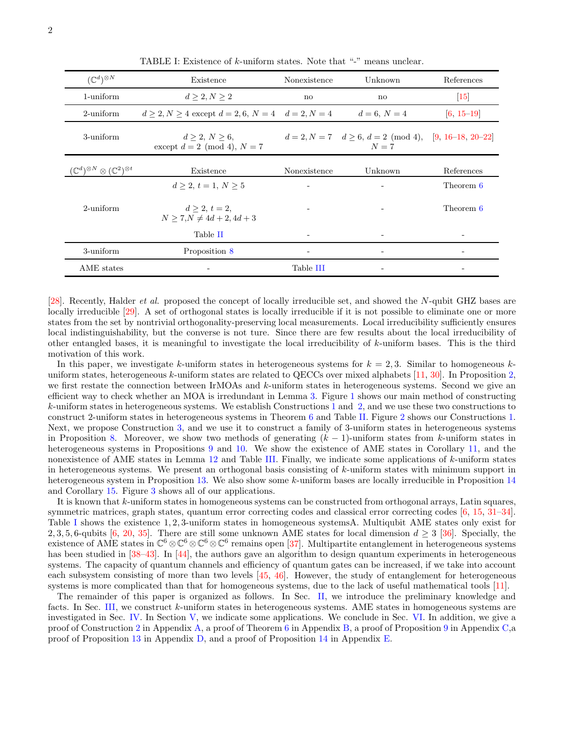TABLE I: Existence of $k$-uniform states. Note that "-" means unclear.

| $(\mathbb{C}^d)^{\otimes N}$ | Existence | Nonexistence | Unknown | References |
|---|---|---|---|---|
| 1-uniform | $d \geq 2, N \geq 2$ | no | no | [15] |
| 2-uniform | $d \geq 2, N \geq 4$ except $d = 2, 6,\ N = 4$ | $d = 2, N = 4$ | $d = 6,\ N = 4$ | [6, 15–19] |
| 3-uniform | $d \geq 2,\ N \geq 6,$ except $d = 2 \pmod 4,\ N = 7$ | $d = 2, N = 7$ | $d \geq 6,\ d = 2 \pmod 4,$ $N = 7$ | [9, 16–18, 20–22] |
| $(\mathbb{C}^d)^{\otimes N} \otimes (\mathbb{C}^2)^{\otimes t}$ | Existence | Nonexistence | Unknown | References |
| 2-uniform | $d \geq 2,\ t = 1,\ N \geq 5$ | - | - | Theorem 6 |
| | $d \geq 2,\ t = 2,$ $N \geq 7, N \neq 4d + 2, 4d + 3$ | - | - | Theorem 6 |
| | Table II | - | - | - |
| 3-uniform | Proposition 8 | - | - | - |
| AME states | - | Table III | - | - |

[28]. Recently, Halder *et al.* proposed the concept of locally irreducible set, and showed the $N$-qubit GHZ bases are locally irreducible [29]. A set of orthogonal states is locally irreducible if it is not possible to eliminate one or more states from the set by nontrivial orthogonality-preserving local measurements. Local irreducibility sufficiently ensures local indistinguishability, but the converse is not ture. Since there are few results about the local irreducibility of other entangled bases, it is meaningful to investigate the local irreducibility of $k$-uniform bases. This is the third motivation of this work.

In this paper, we investigate $k$-uniform states in heterogeneous systems for $k = 2, 3$. Similar to homogeneous $k$-uniform states, heterogeneous $k$-uniform states are related to QECCs over mixed alphabets [11, 30]. In Proposition 2, we first restate the connection between IrMOAs and $k$-uniform states in heterogeneous systems. Second we give an efficient way to check whether an MOA is irredundant in Lemma 3. Figure 1 shows our main method of constructing $k$-uniform states in heterogeneous systems. We establish Constructions 1 and 2, and we use these two constructions to construct 2-uniform states in heterogeneous systems in Theorem 6 and Table II. Figure 2 shows our Constructions 1. Next, we propose Construction 3, and we use it to construct a family of 3-uniform states in heterogeneous systems in Proposition 8. Moreover, we show two methods of generating $(k-1)$-uniform states from $k$-uniform states in heterogeneous systems in Propositions 9 and 10. We show the existence of AME states in Corollary 11, and the nonexistence of AME states in Lemma 12 and Table III. Finally, we indicate some applications of $k$-uniform states in heterogeneous systems. We present an orthogonal basis consisting of $k$-uniform states with minimum support in heterogeneous system in Proposition 13. We also show some $k$-uniform bases are locally irreducible in Proposition 14 and Corollary 15. Figure 3 shows all of our applications.

It is known that $k$-uniform states in homogeneous systems can be constructed from orthogonal arrays, Latin squares, symmetric matrices, graph states, quantum error correcting codes and classical error correcting codes [6, 15, 31–34]. Table I shows the existence $1, 2, 3$-uniform states in homogeneous systemsA. Multiqubit AME states only exist for $2, 3, 5, 6$-qubits [6, 20, 35]. There are still some unknown AME states for local dimension $d \geq 3$ [36]. Specially, the existence of AME states in $\mathbb{C}^6 \otimes \mathbb{C}^6 \otimes \mathbb{C}^6 \otimes \mathbb{C}^6$ remains open [37]. Multipartite entanglement in heterogeneous systems has been studied in [38–43]. In [44], the authors gave an algorithm to design quantum experiments in heterogeneous systems. The capacity of quantum channels and efficiency of quantum gates can be increased, if we take into account each subsystem consisting of more than two levels [45, 46]. However, the study of entanglement for heterogeneous systems is more complicated than that for homogeneous systems, due to the lack of useful mathematical tools [11].

The remainder of this paper is organized as follows. In Sec. II, we introduce the preliminary knowledge and facts. In Sec. III, we construct $k$-uniform states in heterogeneous systems. AME states in homogeneous systems are investigated in Sec. IV. In Section V, we indicate some applications. We conclude in Sec. VI. In addition, we give a proof of Construction 2 in Appendix A, a proof of Theorem 6 in Appendix B, a proof of Proposition 9 in Appendix C,a proof of Proposition 13 in Appendix D, and a proof of Proposition 14 in Appendix E.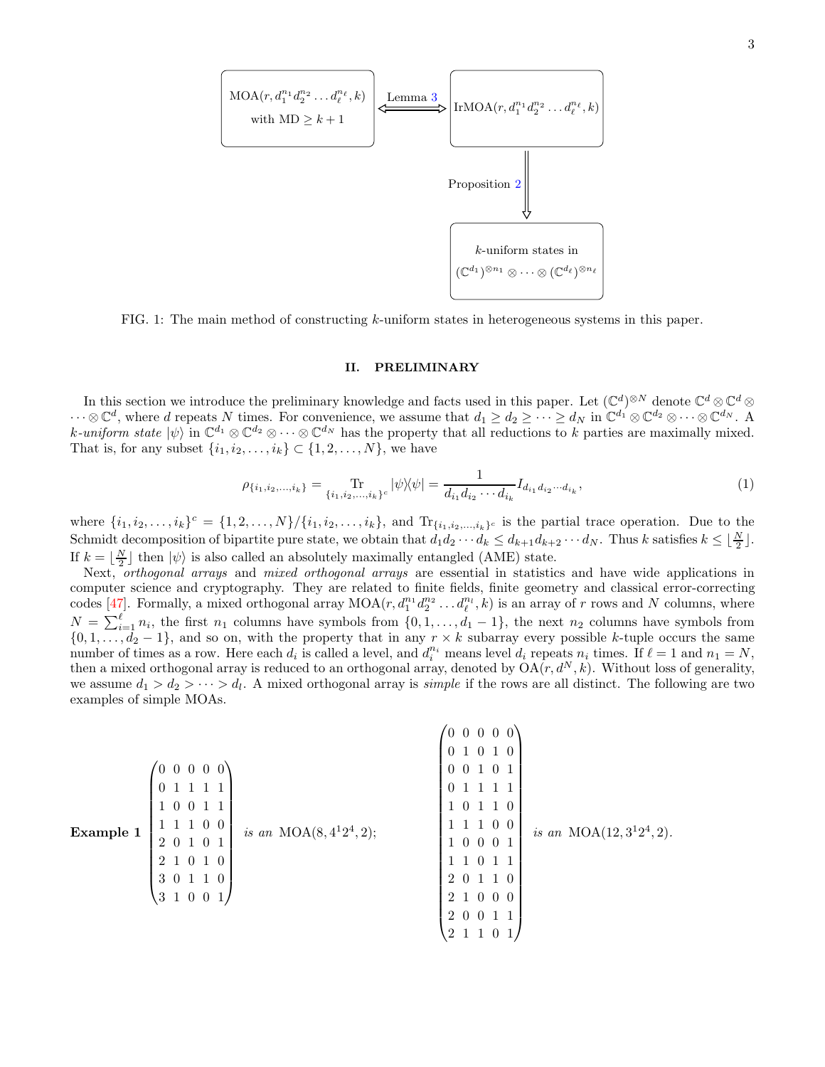MOA$(r, d_1^{n_1} d_2^{n_2} \dots d_\ell^{n_\ell}, k)$ with MD $\geq k+1$ ⟺ (Lemma 3) IrMOA$(r, d_1^{n_1} d_2^{n_2} \dots d_\ell^{n_\ell}, k)$ ⟹ (Proposition 2) $k$-uniform states in $(\mathbb{C}^{d_1})^{\otimes n_1} \otimes \cdots \otimes (\mathbb{C}^{d_\ell})^{\otimes n_\ell}$

FIG. 1: The main method of constructing $k$-uniform states in heterogeneous systems in this paper.

## II. PRELIMINARY

In this section we introduce the preliminary knowledge and facts used in this paper. Let $(\mathbb{C}^d)^{\otimes N}$ denote $\mathbb{C}^d \otimes \mathbb{C}^d \otimes \cdots \otimes \mathbb{C}^d$, where $d$ repeats $N$ times. For convenience, we assume that $d_1 \geq d_2 \geq \cdots \geq d_N$ in $\mathbb{C}^{d_1} \otimes \mathbb{C}^{d_2} \otimes \cdots \otimes \mathbb{C}^{d_N}$. A *$k$-uniform state* $|\psi\rangle$ in $\mathbb{C}^{d_1} \otimes \mathbb{C}^{d_2} \otimes \cdots \otimes \mathbb{C}^{d_N}$ has the property that all reductions to $k$ parties are maximally mixed. That is, for any subset $\{i_1, i_2, \dots, i_k\} \subset \{1, 2, \dots, N\}$, we have

$$\rho_{\{i_1,i_2,\dots,i_k\}} = \operatorname*{Tr}_{\{i_1,i_2,\dots,i_k\}^c} |\psi\rangle\langle\psi| = \frac{1}{d_{i_1} d_{i_2} \cdots d_{i_k}} I_{d_{i_1} d_{i_2} \cdots d_{i_k}}, \tag{1}$$

where $\{i_1, i_2, \dots, i_k\}^c = \{1, 2, \dots, N\}/\{i_1, i_2, \dots, i_k\}$, and $\mathrm{Tr}_{\{i_1,i_2,\dots,i_k\}^c}$ is the partial trace operation. Due to the Schmidt decomposition of bipartite pure state, we obtain that $d_1 d_2 \cdots d_k \leq d_{k+1} d_{k+2} \cdots d_N$. Thus $k$ satisfies $k \leq \lfloor \frac{N}{2} \rfloor$. If $k = \lfloor \frac{N}{2} \rfloor$ then $|\psi\rangle$ is also called an absolutely maximally entangled (AME) state.

Next, *orthogonal arrays* and *mixed orthogonal arrays* are essential in statistics and have wide applications in computer science and cryptography. They are related to finite fields, finite geometry and classical error-correcting codes [47]. Formally, a mixed orthogonal array MOA$(r, d_1^{n_1} d_2^{n_2} \dots d_\ell^{n_l}, k)$ is an array of $r$ rows and $N$ columns, where $N = \sum_{i=1}^{\ell} n_i$, the first $n_1$ columns have symbols from $\{0, 1, \dots, d_1 - 1\}$, the next $n_2$ columns have symbols from $\{0, 1, \dots, d_2 - 1\}$, and so on, with the property that in any $r \times k$ subarray every possible $k$-tuple occurs the same number of times as a row. Here each $d_i$ is called a level, and $d_i^{n_i}$ means level $d_i$ repeats $n_i$ times. If $\ell = 1$ and $n_1 = N$, then a mixed orthogonal array is reduced to an orthogonal array, denoted by OA$(r, d^N, k)$. Without loss of generality, we assume $d_1 > d_2 > \cdots > d_l$. A mixed orthogonal array is *simple* if the rows are all distinct. The following are two examples of simple MOAs.

**Example 1**
$$\begin{pmatrix} 0&0&0&0&0\\ 0&1&1&1&1\\ 1&0&0&1&1\\ 1&1&1&0&0\\ 2&0&1&0&1\\ 2&1&0&1&0\\ 3&0&1&1&0\\ 3&1&0&0&1 \end{pmatrix}$$ *is an* MOA$(8, 4^1 2^4, 2)$;
$$\begin{pmatrix} 0&0&0&0&0\\ 0&1&0&1&0\\ 0&0&1&0&1\\ 0&1&1&1&1\\ 1&0&1&1&0\\ 1&1&1&0&0\\ 1&0&0&0&1\\ 1&1&0&1&1\\ 2&0&1&1&0\\ 2&1&0&0&0\\ 2&0&0&1&1\\ 2&1&1&0&1 \end{pmatrix}$$ *is an* MOA$(12, 3^1 2^4, 2)$.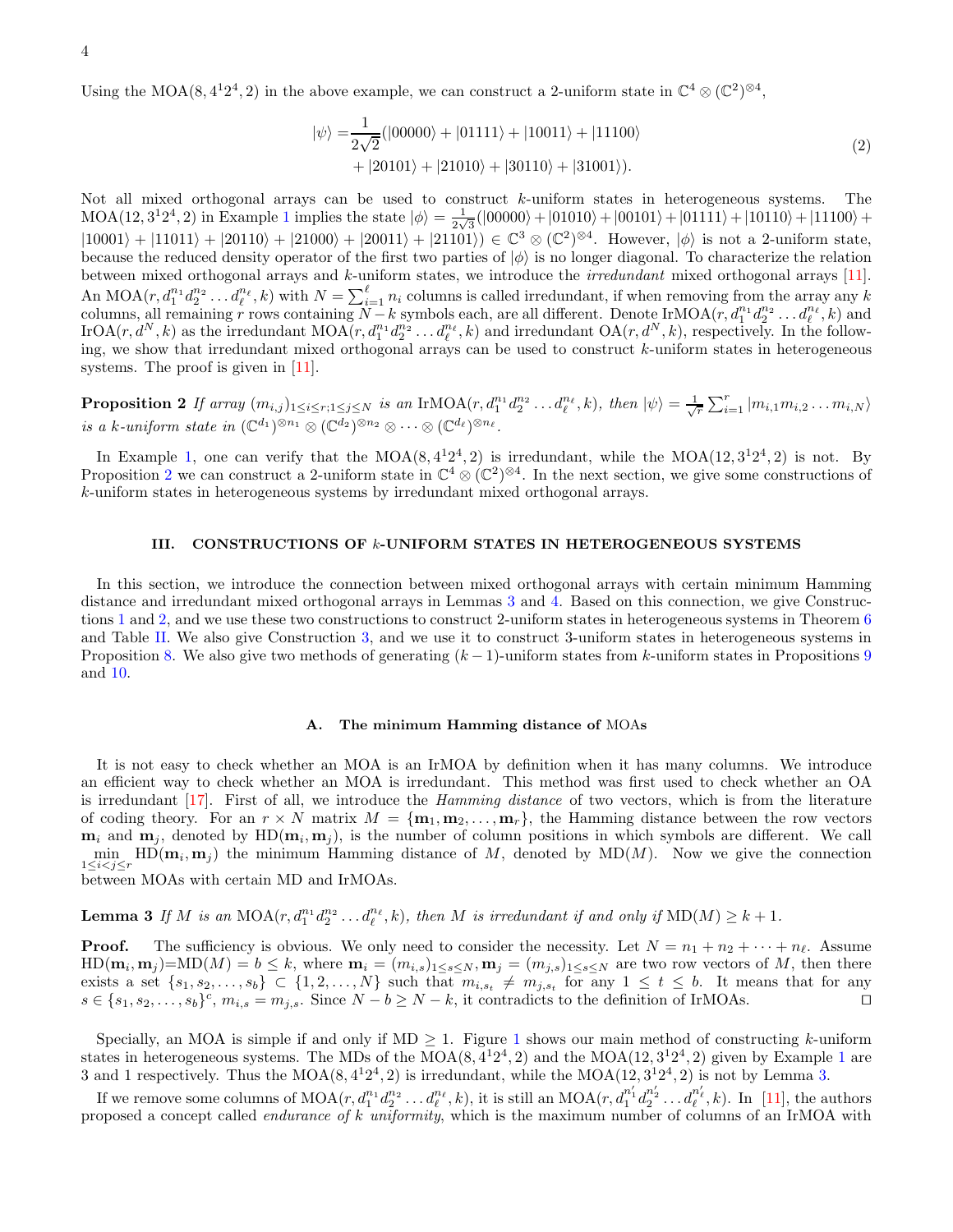Using the MOA$(8, 4^1 2^4, 2)$ in the above example, we can construct a 2-uniform state in $\mathbb{C}^4 \otimes (\mathbb{C}^2)^{\otimes 4}$,

$$
\begin{aligned}
|\psi\rangle = &\frac{1}{2\sqrt{2}}(|00000\rangle + |01111\rangle + |10011\rangle + |11100\rangle \\
&+ |20101\rangle + |21010\rangle + |30110\rangle + |31001\rangle).
\end{aligned}
\tag{2}
$$

Not all mixed orthogonal arrays can be used to construct $k$-uniform states in heterogeneous systems. The MOA$(12, 3^1 2^4, 2)$ in Example 1 implies the state $|\phi\rangle = \frac{1}{2\sqrt{3}}(|00000\rangle + |01010\rangle + |00101\rangle + |01111\rangle + |10110\rangle + |11100\rangle + |10001\rangle + |11011\rangle + |20110\rangle + |21000\rangle + |20011\rangle + |21101\rangle) \in \mathbb{C}^3 \otimes (\mathbb{C}^2)^{\otimes 4}$. However, $|\phi\rangle$ is not a 2-uniform state, because the reduced density operator of the first two parties of $|\phi\rangle$ is no longer diagonal. To characterize the relation between mixed orthogonal arrays and $k$-uniform states, we introduce the *irredundant* mixed orthogonal arrays [11]. An MOA$(r, d_1^{n_1} d_2^{n_2} \dots d_\ell^{n_\ell}, k)$ with $N = \sum_{i=1}^{\ell} n_i$ columns is called irredundant, if when removing from the array any $k$ columns, all remaining $r$ rows containing $N-k$ symbols each, are all different. Denote IrMOA$(r, d_1^{n_1} d_2^{n_2} \dots d_\ell^{n_\ell}, k)$ and IrOA$(r, d^N, k)$ as the irredundant MOA$(r, d_1^{n_1} d_2^{n_2} \dots d_\ell^{n_\ell}, k)$ and irredundant OA$(r, d^N, k)$, respectively. In the following, we show that irredundant mixed orthogonal arrays can be used to construct $k$-uniform states in heterogeneous systems. The proof is given in [11].

**Proposition 2** *If array* $(m_{i,j})_{1\le i\le r; 1\le j\le N}$ *is an* IrMOA$(r, d_1^{n_1} d_2^{n_2} \dots d_\ell^{n_\ell}, k)$, *then* $|\psi\rangle = \frac{1}{\sqrt{r}} \sum_{i=1}^{r} |m_{i,1} m_{i,2} \dots m_{i,N}\rangle$ *is a* $k$*-uniform state in* $(\mathbb{C}^{d_1})^{\otimes n_1} \otimes (\mathbb{C}^{d_2})^{\otimes n_2} \otimes \dots \otimes (\mathbb{C}^{d_\ell})^{\otimes n_\ell}$.

In Example 1, one can verify that the MOA$(8, 4^1 2^4, 2)$ is irredundant, while the MOA$(12, 3^1 2^4, 2)$ is not. By Proposition 2 we can construct a 2-uniform state in $\mathbb{C}^4 \otimes (\mathbb{C}^2)^{\otimes 4}$. In the next section, we give some constructions of $k$-uniform states in heterogeneous systems by irredundant mixed orthogonal arrays.

## III. CONSTRUCTIONS OF $k$-UNIFORM STATES IN HETEROGENEOUS SYSTEMS

In this section, we introduce the connection between mixed orthogonal arrays with certain minimum Hamming distance and irredundant mixed orthogonal arrays in Lemmas 3 and 4. Based on this connection, we give Constructions 1 and 2, and we use these two constructions to construct 2-uniform states in heterogeneous systems in Theorem 6 and Table II. We also give Construction 3, and we use it to construct 3-uniform states in heterogeneous systems in Proposition 8. We also give two methods of generating $(k-1)$-uniform states from $k$-uniform states in Propositions 9 and 10.

### A. The minimum Hamming distance of MOAs

It is not easy to check whether an MOA is an IrMOA by definition when it has many columns. We introduce an efficient way to check whether an MOA is irredundant. This method was first used to check whether an OA is irredundant [17]. First of all, we introduce the *Hamming distance* of two vectors, which is from the literature of coding theory. For an $r \times N$ matrix $M = \{\mathbf{m}_1, \mathbf{m}_2, \dots, \mathbf{m}_r\}$, the Hamming distance between the row vectors $\mathbf{m}_i$ and $\mathbf{m}_j$, denoted by HD$(\mathbf{m}_i, \mathbf{m}_j)$, is the number of column positions in which symbols are different. We call $\min\limits_{1\le i<j\le r}$ HD$(\mathbf{m}_i, \mathbf{m}_j)$ the minimum Hamming distance of $M$, denoted by MD$(M)$. Now we give the connection between MOAs with certain MD and IrMOAs.

**Lemma 3** *If* $M$ *is an* MOA$(r, d_1^{n_1} d_2^{n_2} \dots d_\ell^{n_\ell}, k)$, *then* $M$ *is irredundant if and only if* MD$(M) \ge k+1$.

**Proof.** The sufficiency is obvious. We only need to consider the necessity. Let $N = n_1 + n_2 + \dots + n_\ell$. Assume HD$(\mathbf{m}_i, \mathbf{m}_j)$=MD$(M) = b \le k$, where $\mathbf{m}_i = (m_{i,s})_{1\le s\le N}, \mathbf{m}_j = (m_{j,s})_{1\le s\le N}$ are two row vectors of $M$, then there exists a set $\{s_1, s_2, \dots, s_b\} \subset \{1, 2, \dots, N\}$ such that $m_{i,s_t} \ne m_{j,s_t}$ for any $1 \le t \le b$. It means that for any $s \in \{s_1, s_2, \dots, s_b\}^c$, $m_{i,s} = m_{j,s}$. Since $N - b \ge N - k$, it contradicts to the definition of IrMOAs. $\square$

Specially, an MOA is simple if and only if MD $\ge 1$. Figure 1 shows our main method of constructing $k$-uniform states in heterogeneous systems. The MDs of the MOA$(8, 4^1 2^4, 2)$ and the MOA$(12, 3^1 2^4, 2)$ given by Example 1 are 3 and 1 respectively. Thus the MOA$(8, 4^1 2^4, 2)$ is irredundant, while the MOA$(12, 3^1 2^4, 2)$ is not by Lemma 3.

If we remove some columns of MOA$(r, d_1^{n_1} d_2^{n_2} \dots d_\ell^{n_\ell}, k)$, it is still an MOA$(r, d_1^{n_1'} d_2^{n_2'} \dots d_\ell^{n_\ell'}, k)$. In [11], the authors proposed a concept called *endurance of* $k$ *uniformity*, which is the maximum number of columns of an IrMOA with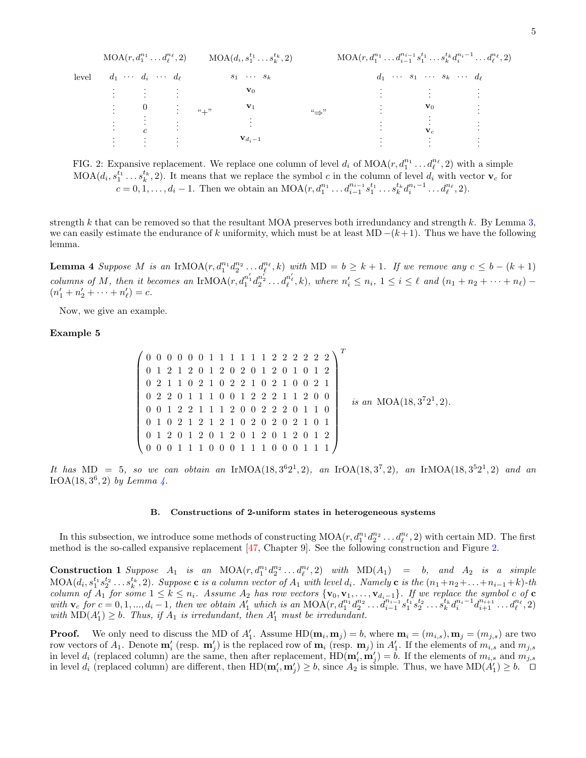$$
\begin{array}{cccccccc}
 & \mathrm{MOA}(r, d_1^{n_1} \ldots d_\ell^{n_\ell}, 2) & & \mathrm{MOA}(d_i, s_1^{t_1} \ldots s_k^{t_k}, 2) & & \mathrm{MOA}(r, d_1^{n_1} \ldots d_{i-1}^{n_{i-1}} s_1^{t_1} \ldots s_k^{t_k} d_i^{n_i-1} \ldots d_\ell^{n_\ell}, 2) \\
\text{level} & d_1 \; \cdots \; d_i \; \cdots \; d_\ell & & s_1 \; \cdots \; s_k & & d_1 \; \cdots \; s_1 \; \cdots \; s_k \; \cdots \; d_\ell \\
 & \vdots \quad \vdots \quad \vdots & & \mathbf{v}_0 & & \vdots \quad \vdots \quad \vdots \\
 & \vdots \quad 0 \quad \vdots & \text{“+”} & \mathbf{v}_1 & \text{“}\Rightarrow\text{”} & \vdots \quad \mathbf{v}_0 \quad \vdots \\
 & \vdots \quad \vdots \quad \vdots & & \vdots & & \vdots \quad \vdots \quad \vdots \\
 & \vdots \quad c \quad \vdots & & & & \vdots \quad \mathbf{v}_c \quad \vdots \\
 & \vdots \quad \vdots \quad \vdots & & \mathbf{v}_{d_i-1} & & \vdots \quad \vdots \quad \vdots
\end{array}
$$

FIG. 2: Expansive replacement. We replace one column of level $d_i$ of $\mathrm{MOA}(r, d_1^{n_1} \ldots d_\ell^{n_\ell}, 2)$ with a simple $\mathrm{MOA}(d_i, s_1^{t_1} \ldots s_k^{t_k}, 2)$. It means that we replace the symbol $c$ in the column of level $d_i$ with vector $\mathbf{v}_c$ for $c = 0, 1, \ldots, d_i - 1$. Then we obtain an $\mathrm{MOA}(r, d_1^{n_1} \ldots d_{i-1}^{n_{i-1}} s_1^{t_1} \ldots s_k^{t_k} d_i^{n_i-1} \ldots d_\ell^{n_\ell}, 2)$.

strength $k$ that can be removed so that the resultant MOA preserves both irredundancy and strength $k$. By Lemma 3, we can easily estimate the endurance of $k$ uniformity, which must be at least MD $-(k+1)$. Thus we have the following lemma.

**Lemma 4** *Suppose $M$ is an $\mathrm{IrMOA}(r, d_1^{n_1} d_2^{n_2} \ldots d_\ell^{n_\ell}, k)$ with $\mathrm{MD} = b \geq k+1$. If we remove any $c \leq b - (k+1)$ columns of $M$, then it becomes an $\mathrm{IrMOA}(r, d_1^{n_1'} d_2^{n_2'} \ldots d_\ell^{n_\ell'}, k)$, where $n_i' \leq n_i$, $1 \leq i \leq \ell$ and $(n_1 + n_2 + \cdots + n_\ell) - (n_1' + n_2' + \cdots + n_\ell') = c$.*

Now, we give an example.

**Example 5**

$$
\begin{pmatrix}
0&0&0&0&0&0&1&1&1&1&1&1&2&2&2&2&2&2\\
0&1&2&1&2&0&1&2&0&2&0&1&2&0&1&0&1&2\\
0&2&1&1&0&2&1&0&2&2&1&0&2&1&0&0&2&1\\
0&2&2&0&1&1&1&0&0&1&2&2&2&1&1&2&0&0\\
0&0&1&2&2&1&1&1&2&0&0&2&2&2&0&1&1&0\\
0&1&0&2&1&2&1&2&1&0&2&0&2&0&2&1&0&1\\
0&1&2&0&1&2&0&1&2&0&1&2&0&1&2&0&1&2\\
0&0&0&1&1&1&0&0&0&1&1&1&0&0&0&1&1&1
\end{pmatrix}^T \quad \textit{is an } \mathrm{MOA}(18, 3^7 2^1, 2).
$$

*It has $\mathrm{MD} = 5$, so we can obtain an $\mathrm{IrMOA}(18, 3^6 2^1, 2)$, an $\mathrm{IrOA}(18, 3^7, 2)$, an $\mathrm{IrMOA}(18, 3^5 2^1, 2)$ and an $\mathrm{IrOA}(18, 3^6, 2)$ by Lemma 4.*

### B. Constructions of 2-uniform states in heterogeneous systems

In this subsection, we introduce some methods of constructing $\mathrm{MOA}(r, d_1^{n_1} d_2^{n_2} \ldots d_\ell^{n_\ell}, 2)$ with certain MD. The first method is the so-called expansive replacement [47, Chapter 9]. See the following construction and Figure 2.

**Construction 1** *Suppose $A_1$ is an $\mathrm{MOA}(r, d_1^{n_1} d_2^{n_2} \ldots d_\ell^{n_\ell}, 2)$ with $\mathrm{MD}(A_1) = b$, and $A_2$ is a simple $\mathrm{MOA}(d_i, s_1^{t_1} s_2^{t_2} \ldots s_k^{t_k}, 2)$. Suppose $\mathbf{c}$ is a column vector of $A_1$ with level $d_i$. Namely $\mathbf{c}$ is the $(n_1 + n_2 + \ldots + n_{i-1} + k)$-th column of $A_1$ for some $1 \leq k \leq n_i$. Assume $A_2$ has row vectors $\{\mathbf{v}_0, \mathbf{v}_1, \ldots, \mathbf{v}_{d_i-1}\}$. If we replace the symbol $c$ of $\mathbf{c}$ with $\mathbf{v}_c$ for $c = 0, 1, \ldots, d_i - 1$, then we obtain $A_1'$ which is an $\mathrm{MOA}(r, d_1^{n_1} d_2^{n_2} \ldots d_{i-1}^{n_{i-1}} s_1^{t_1} s_2^{t_2} \ldots s_k^{t_k} d_i^{n_i-1} d_{i+1}^{n_{i+1}} \ldots d_\ell^{n_\ell}, 2)$ with $\mathrm{MD}(A_1') \geq b$. Thus, if $A_1$ is irredundant, then $A_1'$ must be irredundant.*

**Proof.** We only need to discuss the MD of $A_1'$. Assume $\mathrm{HD}(\mathbf{m}_i, \mathbf{m}_j) = b$, where $\mathbf{m}_i = (m_{i,s}), \mathbf{m}_j = (m_{j,s})$ are two row vectors of $A_1$. Denote $\mathbf{m}_i'$ (resp. $\mathbf{m}_j'$) is the replaced row of $\mathbf{m}_i$ (resp. $\mathbf{m}_j$) in $A_1'$. If the elements of $m_{i,s}$ and $m_{j,s}$ in level $d_i$ (replaced column) are the same, then after replacement, $\mathrm{HD}(\mathbf{m}_i', \mathbf{m}_j') = b$. If the elements of $m_{i,s}$ and $m_{j,s}$ in level $d_i$ (replaced column) are different, then $\mathrm{HD}(\mathbf{m}_i', \mathbf{m}_j') \geq b$, since $A_2$ is simple. Thus, we have $\mathrm{MD}(A_1') \geq b$. $\square$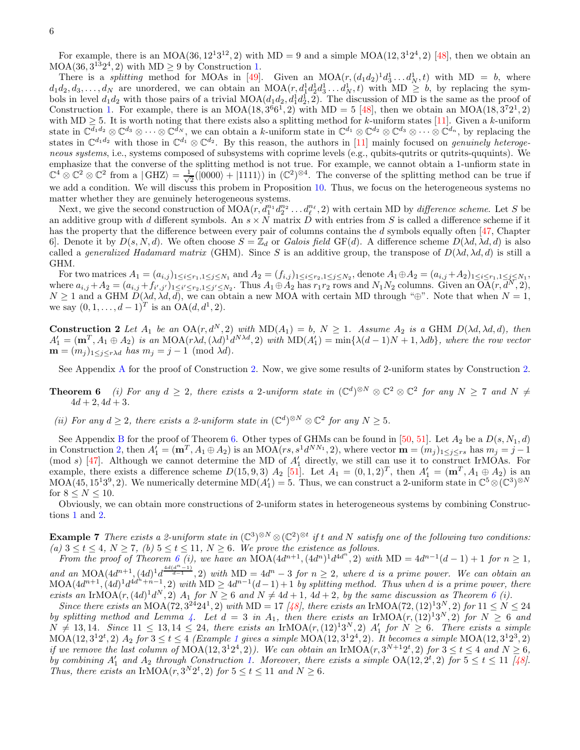For example, there is an $\mathrm{MOA}(36, 12^1 3^{12}, 2)$ with MD $= 9$ and a simple $\mathrm{MOA}(12, 3^1 2^4, 2)$ [48], then we obtain an $\mathrm{MOA}(36, 3^{13} 2^4, 2)$ with MD $\geq 9$ by Construction 1.

There is a *splitting* method for MOAs in [49]. Given an $\mathrm{MOA}(r, (d_1 d_2)^1 d_3^1 \dots d_N^1, t)$ with MD $= b$, where $d_1 d_2, d_3, \dots, d_N$ are unordered, we can obtain an $\mathrm{MOA}(r, d_1^1 d_2^1 d_3^1 \dots d_N^1, t)$ with MD $\geq b$, by replacing the symbols in level $d_1 d_2$ with those pairs of a trivial $\mathrm{MOA}(d_1 d_2, d_1^1 d_2^1, 2)$. The discussion of MD is the same as the proof of Construction 1. For example, there is an $\mathrm{MOA}(18, 3^6 6^1, 2)$ with MD $= 5$ [48], then we obtain an $\mathrm{MOA}(18, 3^7 2^1, 2)$ with MD $\geq 5$. It is worth noting that there exists also a splitting method for $k$-uniform states [11]. Given a $k$-uniform state in $\mathbb{C}^{d_1 d_2} \otimes \mathbb{C}^{d_3} \otimes \cdots \otimes \mathbb{C}^{d_N}$, we can obtain a $k$-uniform state in $\mathbb{C}^{d_1} \otimes \mathbb{C}^{d_2} \otimes \mathbb{C}^{d_3} \otimes \cdots \otimes \mathbb{C}^{d_n}$, by replacing the states in $\mathbb{C}^{d_1 d_2}$ with those in $\mathbb{C}^{d_1} \otimes \mathbb{C}^{d_2}$. By this reason, the authors in [11] mainly focused on *genuinely heterogeneous systems*, i.e., systems composed of subsystems with coprime levels (e.g., qubits-qutrits or qutrits-ququints). We emphasize that the converse of the splitting method is not true. For example, we cannot obtain a 1-unifom state in $\mathbb{C}^4 \otimes \mathbb{C}^2 \otimes \mathbb{C}^2$ from a $|\,\mathrm{GHZ}\rangle = \frac{1}{\sqrt{2}}(|0000\rangle + |1111\rangle)$ in $(\mathbb{C}^2)^{\otimes 4}$. The converse of the splitting method can be true if we add a condition. We will discuss this probem in Proposition 10. Thus, we focus on the heterogeneous systems no matter whether they are genuinely heterogeneous systems.

Next, we give the second construction of $\mathrm{MOA}(r, d_1^{n_1} d_2^{n_2} \dots d_\ell^{n_\ell}, 2)$ with certain MD by *difference scheme*. Let $S$ be an additive group with $d$ different symbols. An $s \times N$ matrix $D$ with entries from $S$ is called a difference scheme if it has the property that the difference between every pair of columns contains the $d$ symbols equally often [47, Chapter 6]. Denote it by $D(s, N, d)$. We often choose $S = \mathbb{Z}_d$ or *Galois field* $\mathrm{GF}(d)$. A difference scheme $D(\lambda d, \lambda d, d)$ is also called a *generalized Hadamard matrix* (GHM). Since $S$ is an additive group, the transpose of $D(\lambda d, \lambda d, d)$ is still a GHM.

For two matrices $A_1 = (a_{i,j})_{1 \leq i \leq r_1, 1 \leq j \leq N_1}$ and $A_2 = (f_{i,j})_{1 \leq i \leq r_2, 1 \leq j \leq N_2}$, denote $A_1 \oplus A_2 = (a_{i,j} + A_2)_{1 \leq i \leq r_1, 1 \leq j \leq N_1}$, where $a_{i,j} + A_2 = (a_{i,j} + f_{i',j'})_{1 \leq i' \leq r_2, 1 \leq j' \leq N_2}$. Thus $A_1 \oplus A_2$ has $r_1 r_2$ rows and $N_1 N_2$ columns. Given an $\mathrm{OA}(r, d^N, 2)$, $N \geq 1$ and a GHM $D(\lambda d, \lambda d, d)$, we can obtain a new MOA with certain MD through "$\oplus$". Note that when $N = 1$, we say $(0, 1, \dots, d-1)^T$ is an $\mathrm{OA}(d, d^1, 2)$.

**Construction 2** *Let $A_1$ be an $\mathrm{OA}(r, d^N, 2)$ with $\mathrm{MD}(A_1) = b$, $N \geq 1$. Assume $A_2$ is a GHM $D(\lambda d, \lambda d, d)$, then $A_1' = (\mathbf{m}^T, A_1 \oplus A_2)$ is an $\mathrm{MOA}(r\lambda d, (\lambda d)^1 d^{N\lambda d}, 2)$ with $\mathrm{MD}(A_1') = \min\{\lambda(d-1)N + 1, \lambda d b\}$, where the row vector $\mathbf{m} = (m_j)_{1 \leq j \leq r\lambda d}$ has $m_j = j - 1 \pmod{\lambda d}$.*

See Appendix A for the proof of Construction 2. Now, we give some results of 2-uniform states by Construction 2.

**Theorem 6** *(i) For any $d \geq 2$, there exists a 2-uniform state in $(\mathbb{C}^d)^{\otimes N} \otimes \mathbb{C}^2 \otimes \mathbb{C}^2$ for any $N \geq 7$ and $N \neq 4d+2, 4d+3$.*

*(ii) For any $d \geq 2$, there exists a 2-uniform state in $(\mathbb{C}^d)^{\otimes N} \otimes \mathbb{C}^2$ for any $N \geq 5$.*

See Appendix B for the proof of Theorem 6. Other types of GHMs can be found in [50, 51]. Let $A_2$ be a $D(s, N_1, d)$ in Construction 2, then $A_1' = (\mathbf{m}^T, A_1 \oplus A_2)$ is an $\mathrm{MOA}(rs, s^1 d^{NN_1}, 2)$, where vector $\mathbf{m} = (m_j)_{1 \leq j \leq rs}$ has $m_j = j - 1 \pmod{s}$ [47]. Although we cannot determine the MD of $A_1'$ directly, we still can use it to construct IrMOAs. For example, there exists a difference scheme $D(15, 9, 3)$ $A_2$ [51]. Let $A_1 = (0, 1, 2)^T$, then $A_1' = (\mathbf{m}^T, A_1 \oplus A_2)$ is an $\mathrm{MOA}(45, 15^1 3^9, 2)$. We numerically determine $\mathrm{MD}(A_1') = 5$. Thus, we can construct a 2-uniform state in $\mathbb{C}^5 \otimes (\mathbb{C}^3)^{\otimes N}$ for $8 \leq N \leq 10$.

Obviously, we can obtain more constructions of 2-uniform states in heterogeneous systems by combining Constructions 1 and 2.

**Example 7** *There exists a 2-uniform state in $(\mathbb{C}^3)^{\otimes N} \otimes (\mathbb{C}^2)^{\otimes t}$ if $t$ and $N$ satisfy one of the following two conditions: (a) $3 \leq t \leq 4$, $N \geq 7$, (b) $5 \leq t \leq 11$, $N \geq 6$. We prove the existence as follows.*

*From the proof of Theorem 6 (i), we have an $\mathrm{MOA}(4d^{n+1}, (4d^n)^1 d^{4d^n}, 2)$ with MD $= 4d^{n-1}(d-1) + 1$ for $n \geq 1$, and an $\mathrm{MOA}(4d^{n+1}, (4d)^1 d^{\frac{4d(d^n-1)}{d-1}}, 2)$ with MD $= 4d^n - 3$ for $n \geq 2$, where $d$ is a prime power. We can obtain an $\mathrm{MOA}(4d^{n+1}, (4d)^1 d^{4d^n+n-1}, 2)$ with MD $\geq 4d^{n-1}(d-1) + 1$ by splitting method. Thus when $d$ is a prime power, there exists an $\mathrm{IrMOA}(r, (4d)^1 d^N, 2)$ $A_1$ for $N \geq 6$ and $N \neq 4d+1$, $4d+2$, by the same discussion as Theorem 6 (i).*

*Since there exists an $\mathrm{MOA}(72, 3^{24} 24^1, 2)$ with MD $= 17$ [48], there exists an $\mathrm{IrMOA}(72, (12)^1 3^N, 2)$ for $11 \leq N \leq 24$ by splitting method and Lemma 4. Let $d = 3$ in $A_1$, then there exists an $\mathrm{IrMOA}(r, (12)^1 3^N, 2)$ for $N \geq 6$ and $N \neq 13, 14$. Since $11 \leq 13, 14 \leq 24$, there exists an $\mathrm{IrMOA}(r, (12)^1 3^N, 2)$ $A_1'$ for $N \geq 6$. There exists a simple $\mathrm{MOA}(12, 3^1 2^t, 2)$ $A_2$ for $3 \leq t \leq 4$ (Example 1 gives a simple $\mathrm{MOA}(12, 3^1 2^4, 2)$. It becomes a simple $\mathrm{MOA}(12, 3^1 2^3, 2)$ if we remove the last column of $\mathrm{MOA}(12, 3^1 2^4, 2)$). We can obtain an $\mathrm{IrMOA}(r, 3^{N+1} 2^t, 2)$ for $3 \leq t \leq 4$ and $N \geq 6$, by combining $A_1'$ and $A_2$ through Construction 1. Moreover, there exists a simple $\mathrm{OA}(12, 2^t, 2)$ for $5 \leq t \leq 11$ [48]. Thus, there exists an $\mathrm{IrMOA}(r, 3^N 2^t, 2)$ for $5 \leq t \leq 11$ and $N \geq 6$.*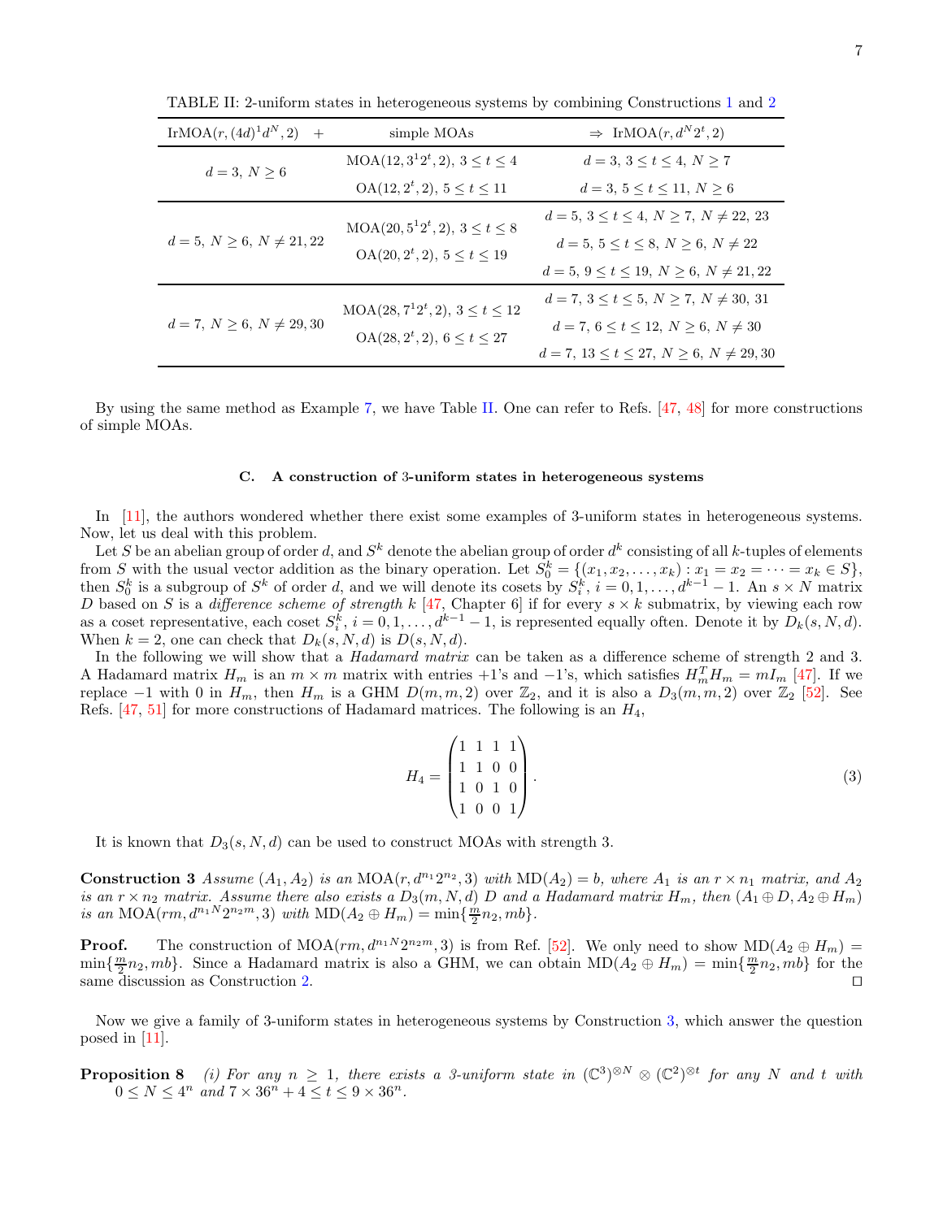TABLE II: 2-uniform states in heterogeneous systems by combining Constructions 1 and 2

| IrMOA$(r,(4d)^1 d^N,2)$ + | simple MOAs | $\Rightarrow$ IrMOA$(r,d^N 2^t,2)$ |
|---|---|---|
| $d=3,\ N\geq 6$ | MOA$(12,3^1 2^t,2)$, $3\leq t\leq 4$ | $d=3,\ 3\leq t\leq 4,\ N\geq 7$ |
| | OA$(12,2^t,2)$, $5\leq t\leq 11$ | $d=3,\ 5\leq t\leq 11,\ N\geq 6$ |
| $d=5,\ N\geq 6,\ N\neq 21,22$ | MOA$(20,5^1 2^t,2)$, $3\leq t\leq 8$ | $d=5,\ 3\leq t\leq 4,\ N\geq 7,\ N\neq 22,\ 23$ |
| | OA$(20,2^t,2)$, $5\leq t\leq 19$ | $d=5,\ 5\leq t\leq 8,\ N\geq 6,\ N\neq 22$ |
| | | $d=5,\ 9\leq t\leq 19,\ N\geq 6,\ N\neq 21,22$ |
| $d=7,\ N\geq 6,\ N\neq 29,30$ | MOA$(28,7^1 2^t,2)$, $3\leq t\leq 12$ | $d=7,\ 3\leq t\leq 5,\ N\geq 7,\ N\neq 30,\ 31$ |
| | OA$(28,2^t,2)$, $6\leq t\leq 27$ | $d=7,\ 6\leq t\leq 12,\ N\geq 6,\ N\neq 30$ |
| | | $d=7,\ 13\leq t\leq 27,\ N\geq 6,\ N\neq 29,30$ |

By using the same method as Example 7, we have Table II. One can refer to Refs. [47, 48] for more constructions of simple MOAs.

### C. A construction of 3-uniform states in heterogeneous systems

In [11], the authors wondered whether there exist some examples of 3-uniform states in heterogeneous systems. Now, let us deal with this problem.

Let $S$ be an abelian group of order $d$, and $S^k$ denote the abelian group of order $d^k$ consisting of all $k$-tuples of elements from $S$ with the usual vector addition as the binary operation. Let $S_0^k=\{(x_1,x_2,\ldots,x_k): x_1=x_2=\cdots=x_k\in S\}$, then $S_0^k$ is a subgroup of $S^k$ of order $d$, and we will denote its cosets by $S_i^k$, $i=0,1,\ldots,d^{k-1}-1$. An $s\times N$ matrix $D$ based on $S$ is a *difference scheme of strength* $k$ [47, Chapter 6] if for every $s\times k$ submatrix, by viewing each row as a coset representative, each coset $S_i^k$, $i=0,1,\ldots,d^{k-1}-1$, is represented equally often. Denote it by $D_k(s,N,d)$. When $k=2$, one can check that $D_k(s,N,d)$ is $D(s,N,d)$.

In the following we will show that a *Hadamard matrix* can be taken as a difference scheme of strength 2 and 3. A Hadamard matrix $H_m$ is an $m\times m$ matrix with entries $+1$'s and $-1$'s, which satisfies $H_m^T H_m = mI_m$ [47]. If we replace $-1$ with 0 in $H_m$, then $H_m$ is a GHM $D(m,m,2)$ over $\mathbb{Z}_2$, and it is also a $D_3(m,m,2)$ over $\mathbb{Z}_2$ [52]. See Refs. [47, 51] for more constructions of Hadamard matrices. The following is an $H_4$,

$$H_4=\begin{pmatrix}1&1&1&1\\1&1&0&0\\1&0&1&0\\1&0&0&1\end{pmatrix}. \tag{3}$$

It is known that $D_3(s,N,d)$ can be used to construct MOAs with strength 3.

**Construction 3** *Assume $(A_1,A_2)$ is an MOA$(r,d^{n_1}2^{n_2},3)$ with MD$(A_2)=b$, where $A_1$ is an $r\times n_1$ matrix, and $A_2$ is an $r\times n_2$ matrix. Assume there also exists a $D_3(m,N,d)$ $D$ and a Hadamard matrix $H_m$, then $(A_1\oplus D, A_2\oplus H_m)$ is an MOA$(rm,d^{n_1N}2^{n_2m},3)$ with MD$(A_2\oplus H_m)=\min\{\frac{m}{2}n_2, mb\}$.*

**Proof.** The construction of MOA$(rm,d^{n_1N}2^{n_2m},3)$ is from Ref. [52]. We only need to show MD$(A_2\oplus H_m)=\min\{\frac{m}{2}n_2,mb\}$. Since a Hadamard matrix is also a GHM, we can obtain MD$(A_2\oplus H_m)=\min\{\frac{m}{2}n_2,mb\}$ for the same discussion as Construction 2. $\square$

Now we give a family of 3-uniform states in heterogeneous systems by Construction 3, which answer the question posed in [11].

**Proposition 8** *(i) For any $n\geq 1$, there exists a 3-uniform state in $(\mathbb{C}^3)^{\otimes N}\otimes(\mathbb{C}^2)^{\otimes t}$ for any $N$ and $t$ with $0\leq N\leq 4^n$ and $7\times 36^n+4\leq t\leq 9\times 36^n$.*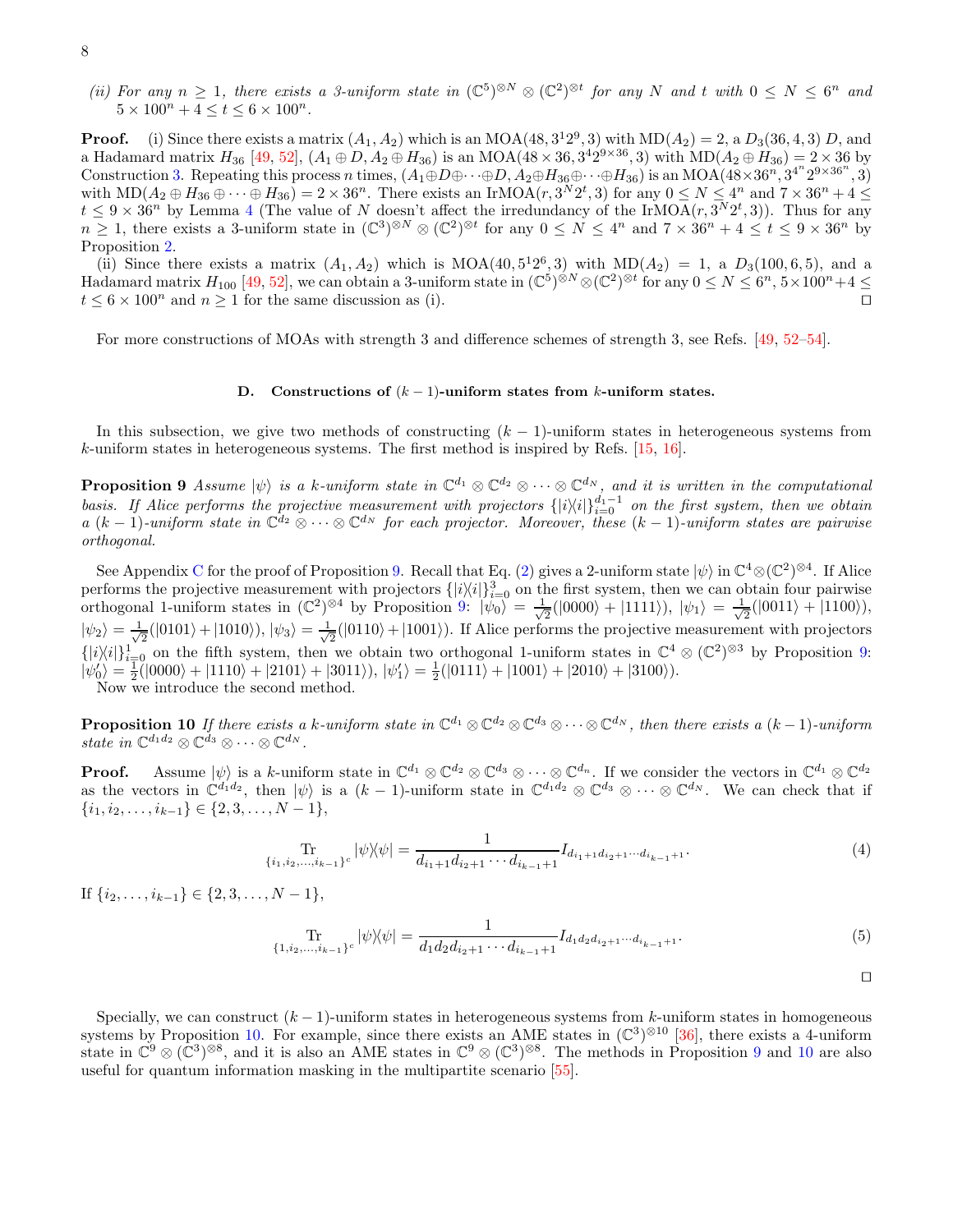*(ii) For any $n \geq 1$, there exists a 3-uniform state in $(\mathbb{C}^5)^{\otimes N} \otimes (\mathbb{C}^2)^{\otimes t}$ for any $N$ and $t$ with $0 \leq N \leq 6^n$ and $5 \times 100^n + 4 \leq t \leq 6 \times 100^n$.*

**Proof.** (i) Since there exists a matrix $(A_1, A_2)$ which is an MOA$(48, 3^1 2^9, 3)$ with MD$(A_2) = 2$, a $D_3(36, 4, 3)$ $D$, and a Hadamard matrix $H_{36}$ [49, 52], $(A_1 \oplus D, A_2 \oplus H_{36})$ is an MOA$(48 \times 36, 3^4 2^{9\times 36}, 3)$ with MD$(A_2 \oplus H_{36}) = 2 \times 36$ by Construction 3. Repeating this process $n$ times, $(A_1 \oplus D \oplus \cdots \oplus D, A_2 \oplus H_{36} \oplus \cdots \oplus H_{36})$ is an MOA$(48 \times 36^n, 3^{4^n} 2^{9\times 36^n}, 3)$ with MD$(A_2 \oplus H_{36} \oplus \cdots \oplus H_{36}) = 2 \times 36^n$. There exists an IrMOA$(r, 3^N 2^t, 3)$ for any $0 \leq N \leq 4^n$ and $7 \times 36^n + 4 \leq t \leq 9 \times 36^n$ by Lemma 4 (The value of $N$ doesn't affect the irredundancy of the IrMOA$(r, 3^N 2^t, 3)$). Thus for any $n \geq 1$, there exists a 3-uniform state in $(\mathbb{C}^3)^{\otimes N} \otimes (\mathbb{C}^2)^{\otimes t}$ for any $0 \leq N \leq 4^n$ and $7 \times 36^n + 4 \leq t \leq 9 \times 36^n$ by Proposition 2.

(ii) Since there exists a matrix $(A_1, A_2)$ which is MOA$(40, 5^1 2^6, 3)$ with MD$(A_2) = 1$, a $D_3(100, 6, 5)$, and a Hadamard matrix $H_{100}$ [49, 52], we can obtain a 3-uniform state in $(\mathbb{C}^5)^{\otimes N} \otimes (\mathbb{C}^2)^{\otimes t}$ for any $0 \leq N \leq 6^n$, $5 \times 100^n + 4 \leq t \leq 6 \times 100^n$ and $n \geq 1$ for the same discussion as (i). $\square$

For more constructions of MOAs with strength 3 and difference schemes of strength 3, see Refs. [49, 52–54].

### D. Constructions of $(k-1)$-uniform states from $k$-uniform states.

In this subsection, we give two methods of constructing $(k-1)$-uniform states in heterogeneous systems from $k$-uniform states in heterogeneous systems. The first method is inspired by Refs. [15, 16].

**Proposition 9** *Assume $|\psi\rangle$ is a $k$-uniform state in $\mathbb{C}^{d_1} \otimes \mathbb{C}^{d_2} \otimes \cdots \otimes \mathbb{C}^{d_N}$, and it is written in the computational basis. If Alice performs the projective measurement with projectors $\{|i\rangle\langle i|\}_{i=0}^{d_1-1}$ on the first system, then we obtain a $(k-1)$-uniform state in $\mathbb{C}^{d_2} \otimes \cdots \otimes \mathbb{C}^{d_N}$ for each projector. Moreover, these $(k-1)$-uniform states are pairwise orthogonal.*

See Appendix C for the proof of Proposition 9. Recall that Eq. (2) gives a 2-uniform state $|\psi\rangle$ in $\mathbb{C}^4 \otimes (\mathbb{C}^2)^{\otimes 4}$. If Alice performs the projective measurement with projectors $\{|i\rangle\langle i|\}_{i=0}^3$ on the first system, then we can obtain four pairwise orthogonal 1-uniform states in $(\mathbb{C}^2)^{\otimes 4}$ by Proposition 9: $|\psi_0\rangle = \frac{1}{\sqrt{2}}(|0000\rangle + |1111\rangle)$, $|\psi_1\rangle = \frac{1}{\sqrt{2}}(|0011\rangle + |1100\rangle)$, $|\psi_2\rangle = \frac{1}{\sqrt{2}}(|0101\rangle + |1010\rangle)$, $|\psi_3\rangle = \frac{1}{\sqrt{2}}(|0110\rangle + |1001\rangle)$. If Alice performs the projective measurement with projectors $\{|i\rangle\langle i|\}_{i=0}^1$ on the fifth system, then we obtain two orthogonal 1-uniform states in $\mathbb{C}^4 \otimes (\mathbb{C}^2)^{\otimes 3}$ by Proposition 9: $|\psi_0'\rangle = \frac{1}{2}(|0000\rangle + |1110\rangle + |2101\rangle + |3011\rangle)$, $|\psi_1'\rangle = \frac{1}{2}(|0111\rangle + |1001\rangle + |2010\rangle + |3100\rangle)$.
Now we introduce the second method.

**Proposition 10** *If there exists a $k$-uniform state in $\mathbb{C}^{d_1} \otimes \mathbb{C}^{d_2} \otimes \mathbb{C}^{d_3} \otimes \cdots \otimes \mathbb{C}^{d_N}$, then there exists a $(k-1)$-uniform state in $\mathbb{C}^{d_1 d_2} \otimes \mathbb{C}^{d_3} \otimes \cdots \otimes \mathbb{C}^{d_N}$.*

**Proof.** Assume $|\psi\rangle$ is a $k$-uniform state in $\mathbb{C}^{d_1} \otimes \mathbb{C}^{d_2} \otimes \mathbb{C}^{d_3} \otimes \cdots \otimes \mathbb{C}^{d_n}$. If we consider the vectors in $\mathbb{C}^{d_1} \otimes \mathbb{C}^{d_2}$ as the vectors in $\mathbb{C}^{d_1 d_2}$, then $|\psi\rangle$ is a $(k-1)$-uniform state in $\mathbb{C}^{d_1 d_2} \otimes \mathbb{C}^{d_3} \otimes \cdots \otimes \mathbb{C}^{d_N}$. We can check that if $\{i_1, i_2, \ldots, i_{k-1}\} \in \{2, 3, \ldots, N-1\}$,

$$\operatorname*{Tr}_{\{i_1, i_2, \ldots, i_{k-1}\}^c} |\psi\rangle\langle\psi| = \frac{1}{d_{i_1+1} d_{i_2+1} \cdots d_{i_{k-1}+1}} I_{d_{i_1+1} d_{i_2+1} \cdots d_{i_{k-1}+1}}. \tag{4}$$

If $\{i_2, \ldots, i_{k-1}\} \in \{2, 3, \ldots, N-1\}$,

$$\operatorname*{Tr}_{\{1, i_2, \ldots, i_{k-1}\}^c} |\psi\rangle\langle\psi| = \frac{1}{d_1 d_2 d_{i_2+1} \cdots d_{i_{k-1}+1}} I_{d_1 d_2 d_{i_2+1} \cdots d_{i_{k-1}+1}}. \tag{5}$$

$\square$

Specially, we can construct $(k-1)$-uniform states in heterogeneous systems from $k$-uniform states in homogeneous systems by Proposition 10. For example, since there exists an AME states in $(\mathbb{C}^3)^{\otimes 10}$ [36], there exists a 4-uniform state in $\mathbb{C}^9 \otimes (\mathbb{C}^3)^{\otimes 8}$, and it is also an AME states in $\mathbb{C}^9 \otimes (\mathbb{C}^3)^{\otimes 8}$. The methods in Proposition 9 and 10 are also useful for quantum information masking in the multipartite scenario [55].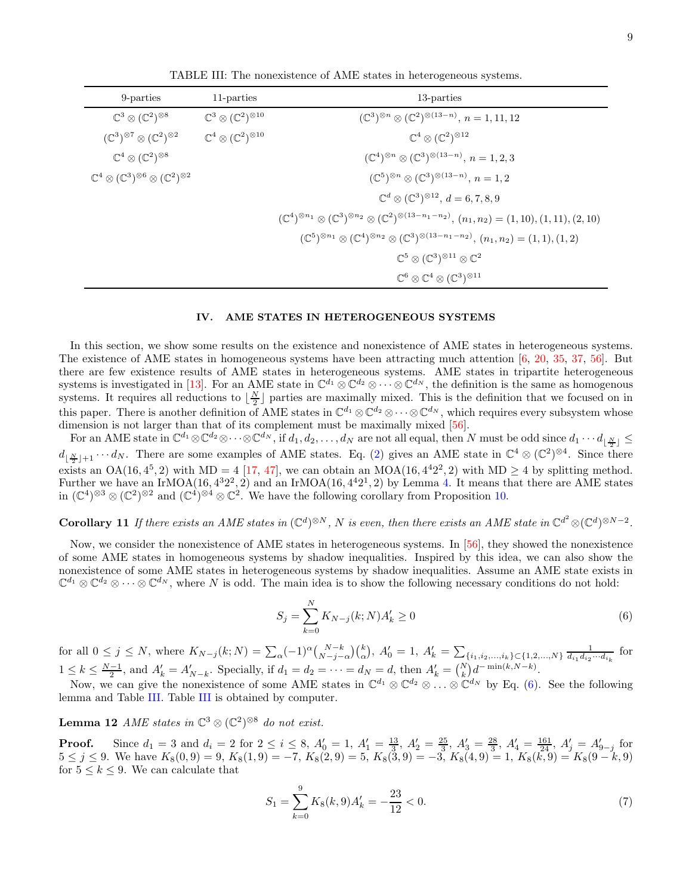TABLE III: The nonexistence of AME states in heterogeneous systems.

| 9-parties | 11-parties | 13-parties |
|---|---|---|
| $\mathbb{C}^3\otimes(\mathbb{C}^2)^{\otimes 8}$ | $\mathbb{C}^3\otimes(\mathbb{C}^2)^{\otimes 10}$ | $(\mathbb{C}^3)^{\otimes n}\otimes(\mathbb{C}^2)^{\otimes(13-n)}$, $n=1,11,12$ |
| $(\mathbb{C}^3)^{\otimes 7}\otimes(\mathbb{C}^2)^{\otimes 2}$ | $\mathbb{C}^4\otimes(\mathbb{C}^2)^{\otimes 10}$ | $\mathbb{C}^4\otimes(\mathbb{C}^2)^{\otimes 12}$ |
| $\mathbb{C}^4\otimes(\mathbb{C}^2)^{\otimes 8}$ | | $(\mathbb{C}^4)^{\otimes n}\otimes(\mathbb{C}^3)^{\otimes(13-n)}$, $n=1,2,3$ |
| $\mathbb{C}^4\otimes(\mathbb{C}^3)^{\otimes 6}\otimes(\mathbb{C}^2)^{\otimes 2}$ | | $(\mathbb{C}^5)^{\otimes n}\otimes(\mathbb{C}^3)^{\otimes(13-n)}$, $n=1,2$ |
| | | $\mathbb{C}^d\otimes(\mathbb{C}^3)^{\otimes 12}$, $d=6,7,8,9$ |
| | | $(\mathbb{C}^4)^{\otimes n_1}\otimes(\mathbb{C}^3)^{\otimes n_2}\otimes(\mathbb{C}^2)^{\otimes(13-n_1-n_2)}$, $(n_1,n_2)=(1,10),(1,11),(2,10)$ |
| | | $(\mathbb{C}^5)^{\otimes n_1}\otimes(\mathbb{C}^4)^{\otimes n_2}\otimes(\mathbb{C}^3)^{\otimes(13-n_1-n_2)}$, $(n_1,n_2)=(1,1),(1,2)$ |
| | | $\mathbb{C}^5\otimes(\mathbb{C}^3)^{\otimes 11}\otimes\mathbb{C}^2$ |
| | | $\mathbb{C}^6\otimes\mathbb{C}^4\otimes(\mathbb{C}^3)^{\otimes 11}$ |

## IV. AME STATES IN HETEROGENEOUS SYSTEMS

In this section, we show some results on the existence and nonexistence of AME states in heterogeneous systems. The existence of AME states in homogeneous systems have been attracting much attention [6, 20, 35, 37, 56]. But there are few existence results of AME states in heterogeneous systems. AME states in tripartite heterogeneous systems is investigated in [13]. For an AME state in $\mathbb{C}^{d_1}\otimes\mathbb{C}^{d_2}\otimes\cdots\otimes\mathbb{C}^{d_N}$, the definition is the same as homogenous systems. It requires all reductions to $\lfloor\frac{N}{2}\rfloor$ parties are maximally mixed. This is the definition that we focused on in this paper. There is another definition of AME states in $\mathbb{C}^{d_1}\otimes\mathbb{C}^{d_2}\otimes\cdots\otimes\mathbb{C}^{d_N}$, which requires every subsystem whose dimension is not larger than that of its complement must be maximally mixed [56].

For an AME state in $\mathbb{C}^{d_1}\otimes\mathbb{C}^{d_2}\otimes\cdots\otimes\mathbb{C}^{d_N}$, if $d_1,d_2,\ldots,d_N$ are not all equal, then $N$ must be odd since $d_1\cdots d_{\lfloor\frac{N}{2}\rfloor}\leq d_{\lfloor\frac{N}{2}\rfloor+1}\cdots d_N$. There are some examples of AME states. Eq. (2) gives an AME state in $\mathbb{C}^4\otimes(\mathbb{C}^2)^{\otimes 4}$. Since there exists an OA$(16,4^5,2)$ with MD $=4$ [17, 47], we can obtain an MOA$(16,4^4 2^2,2)$ with MD $\geq 4$ by splitting method. Further we have an IrMOA$(16,4^3 2^2,2)$ and an IrMOA$(16,4^4 2^1,2)$ by Lemma 4. It means that there are AME states in $(\mathbb{C}^4)^{\otimes 3}\otimes(\mathbb{C}^2)^{\otimes 2}$ and $(\mathbb{C}^4)^{\otimes 4}\otimes\mathbb{C}^2$. We have the following corollary from Proposition 10.

**Corollary 11** *If there exists an AME states in $(\mathbb{C}^d)^{\otimes N}$, $N$ is even, then there exists an AME state in $\mathbb{C}^{d^2}\otimes(\mathbb{C}^d)^{\otimes N-2}$.*

Now, we consider the nonexistence of AME states in heterogeneous systems. In [56], they showed the nonexistence of some AME states in homogeneous systems by shadow inequalities. Inspired by this idea, we can also show the nonexistence of some AME states in heterogeneous systems by shadow inequalities. Assume an AME state exists in $\mathbb{C}^{d_1}\otimes\mathbb{C}^{d_2}\otimes\cdots\otimes\mathbb{C}^{d_N}$, where $N$ is odd. The main idea is to show the following necessary conditions do not hold:

$$S_j=\sum_{k=0}^{N}K_{N-j}(k;N)A'_k\geq 0 \tag{6}$$

for all $0\leq j\leq N$, where $K_{N-j}(k;N)=\sum_{\alpha}(-1)^{\alpha}\binom{N-k}{N-j-\alpha}\binom{k}{\alpha}$, $A'_0=1$, $A'_k=\sum_{\{i_1,i_2,\ldots,i_k\}\subset\{1,2,\ldots,N\}}\frac{1}{d_{i_1}d_{i_2}\cdots d_{i_k}}$ for $1\leq k\leq\frac{N-1}{2}$, and $A'_k=A'_{N-k}$. Specially, if $d_1=d_2=\cdots=d_N=d$, then $A'_k=\binom{N}{k}d^{-\min(k,N-k)}$.

Now, we can give the nonexistence of some AME states in $\mathbb{C}^{d_1}\otimes\mathbb{C}^{d_2}\otimes\ldots\otimes\mathbb{C}^{d_N}$ by Eq. (6). See the following lemma and Table III. Table III is obtained by computer.

**Lemma 12** *AME states in $\mathbb{C}^3\otimes(\mathbb{C}^2)^{\otimes 8}$ do not exist.*

**Proof.** Since $d_1=3$ and $d_i=2$ for $2\leq i\leq 8$, $A'_0=1$, $A'_1=\frac{13}{3}$, $A'_2=\frac{25}{3}$, $A'_3=\frac{28}{3}$, $A'_4=\frac{161}{24}$, $A'_j=A'_{9-j}$ for $5\leq j\leq 9$. We have $K_8(0,9)=9$, $K_8(1,9)=-7$, $K_8(2,9)=5$, $K_8(3,9)=-3$, $K_8(4,9)=1$, $K_8(k,9)=K_8(9-k,9)$ for $5\leq k\leq 9$. We can calculate that

$$S_1=\sum_{k=0}^{9}K_8(k,9)A'_k=-\frac{23}{12}<0. \tag{7}$$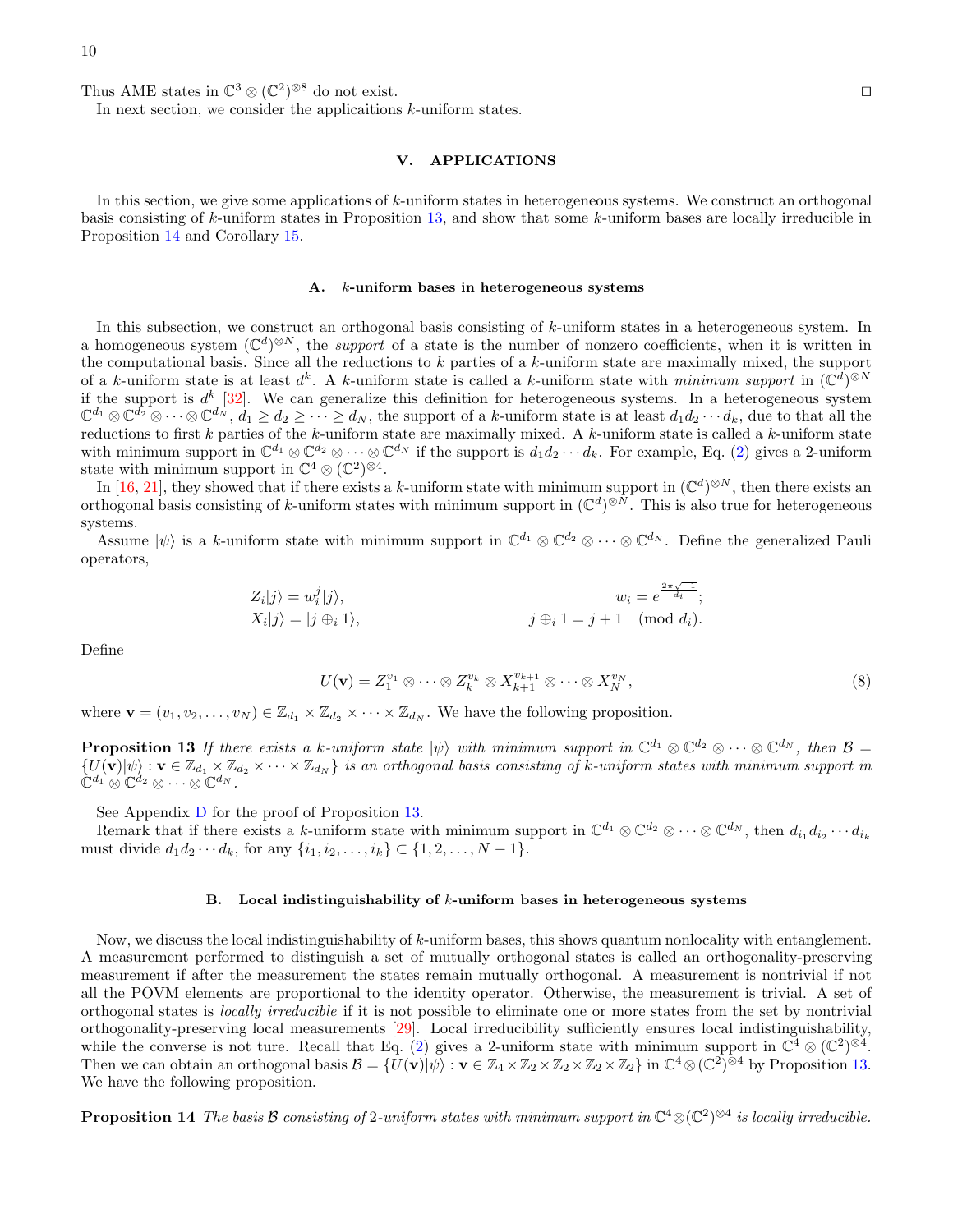Thus AME states in $\mathbb{C}^3 \otimes (\mathbb{C}^2)^{\otimes 8}$ do not exist. □

In next section, we consider the applicaitions $k$-uniform states.

## V. APPLICATIONS

In this section, we give some applications of $k$-uniform states in heterogeneous systems. We construct an orthogonal basis consisting of $k$-uniform states in Proposition 13, and show that some $k$-uniform bases are locally irreducible in Proposition 14 and Corollary 15.

### A. $k$-uniform bases in heterogeneous systems

In this subsection, we construct an orthogonal basis consisting of $k$-uniform states in a heterogeneous system. In a homogeneous system $(\mathbb{C}^d)^{\otimes N}$, the *support* of a state is the number of nonzero coefficients, when it is written in the computational basis. Since all the reductions to $k$ parties of a $k$-uniform state are maximally mixed, the support of a $k$-uniform state is at least $d^k$. A $k$-uniform state is called a $k$-uniform state with *minimum support* in $(\mathbb{C}^d)^{\otimes N}$ if the support is $d^k$ [32]. We can generalize this definition for heterogeneous systems. In a heterogeneous system $\mathbb{C}^{d_1} \otimes \mathbb{C}^{d_2} \otimes \cdots \otimes \mathbb{C}^{d_N}$, $d_1 \geq d_2 \geq \cdots \geq d_N$, the support of a $k$-uniform state is at least $d_1 d_2 \cdots d_k$, due to that all the reductions to first $k$ parties of the $k$-uniform state are maximally mixed. A $k$-uniform state is called a $k$-uniform state with minimum support in $\mathbb{C}^{d_1} \otimes \mathbb{C}^{d_2} \otimes \cdots \otimes \mathbb{C}^{d_N}$ if the support is $d_1 d_2 \cdots d_k$. For example, Eq. (2) gives a 2-uniform state with minimum support in $\mathbb{C}^4 \otimes (\mathbb{C}^2)^{\otimes 4}$.

In [16, 21], they showed that if there exists a $k$-uniform state with minimum support in $(\mathbb{C}^d)^{\otimes N}$, then there exists an orthogonal basis consisting of $k$-uniform states with minimum support in $(\mathbb{C}^d)^{\otimes N}$. This is also true for heterogeneous systems.

Assume $|\psi\rangle$ is a $k$-uniform state with minimum support in $\mathbb{C}^{d_1} \otimes \mathbb{C}^{d_2} \otimes \cdots \otimes \mathbb{C}^{d_N}$. Define the generalized Pauli operators,

$$
\begin{aligned}
Z_i|j\rangle &= w_i^j |j\rangle, \qquad & w_i &= e^{\frac{2\pi\sqrt{-1}}{d_i}}; \\
X_i|j\rangle &= |j \oplus_i 1\rangle, \qquad & j \oplus_i 1 &= j+1 \pmod{d_i}.
\end{aligned}
$$

Define

$$
U(\mathbf{v}) = Z_1^{v_1} \otimes \cdots \otimes Z_k^{v_k} \otimes X_{k+1}^{v_{k+1}} \otimes \cdots \otimes X_N^{v_N}, \tag{8}
$$

where $\mathbf{v} = (v_1, v_2, \ldots, v_N) \in \mathbb{Z}_{d_1} \times \mathbb{Z}_{d_2} \times \cdots \times \mathbb{Z}_{d_N}$. We have the following proposition.

**Proposition 13** *If there exists a $k$-uniform state $|\psi\rangle$ with minimum support in $\mathbb{C}^{d_1} \otimes \mathbb{C}^{d_2} \otimes \cdots \otimes \mathbb{C}^{d_N}$, then $\mathcal{B} = \{U(\mathbf{v})|\psi\rangle : \mathbf{v} \in \mathbb{Z}_{d_1} \times \mathbb{Z}_{d_2} \times \cdots \times \mathbb{Z}_{d_N}\}$ is an orthogonal basis consisting of $k$-uniform states with minimum support in $\mathbb{C}^{d_1} \otimes \mathbb{C}^{d_2} \otimes \cdots \otimes \mathbb{C}^{d_N}$.*

See Appendix D for the proof of Proposition 13.

Remark that if there exists a $k$-uniform state with minimum support in $\mathbb{C}^{d_1} \otimes \mathbb{C}^{d_2} \otimes \cdots \otimes \mathbb{C}^{d_N}$, then $d_{i_1} d_{i_2} \cdots d_{i_k}$ must divide $d_1 d_2 \cdots d_k$, for any $\{i_1, i_2, \ldots, i_k\} \subset \{1, 2, \ldots, N-1\}$.

### B. Local indistinguishability of $k$-uniform bases in heterogeneous systems

Now, we discuss the local indistinguishability of $k$-uniform bases, this shows quantum nonlocality with entanglement. A measurement performed to distinguish a set of mutually orthogonal states is called an orthogonality-preserving measurement if after the measurement the states remain mutually orthogonal. A measurement is nontrivial if not all the POVM elements are proportional to the identity operator. Otherwise, the measurement is trivial. A set of orthogonal states is *locally irreducible* if it is not possible to eliminate one or more states from the set by nontrivial orthogonality-preserving local measurements [29]. Local irreducibility sufficiently ensures local indistinguishability, while the converse is not ture. Recall that Eq. (2) gives a 2-uniform state with minimum support in $\mathbb{C}^4 \otimes (\mathbb{C}^2)^{\otimes 4}$. Then we can obtain an orthogonal basis $\mathcal{B} = \{U(\mathbf{v})|\psi\rangle : \mathbf{v} \in \mathbb{Z}_4 \times \mathbb{Z}_2 \times \mathbb{Z}_2 \times \mathbb{Z}_2 \times \mathbb{Z}_2\}$ in $\mathbb{C}^4 \otimes (\mathbb{C}^2)^{\otimes 4}$ by Proposition 13. We have the following proposition.

**Proposition 14** *The basis $\mathcal{B}$ consisting of 2-uniform states with minimum support in $\mathbb{C}^4 \otimes (\mathbb{C}^2)^{\otimes 4}$ is locally irreducible.*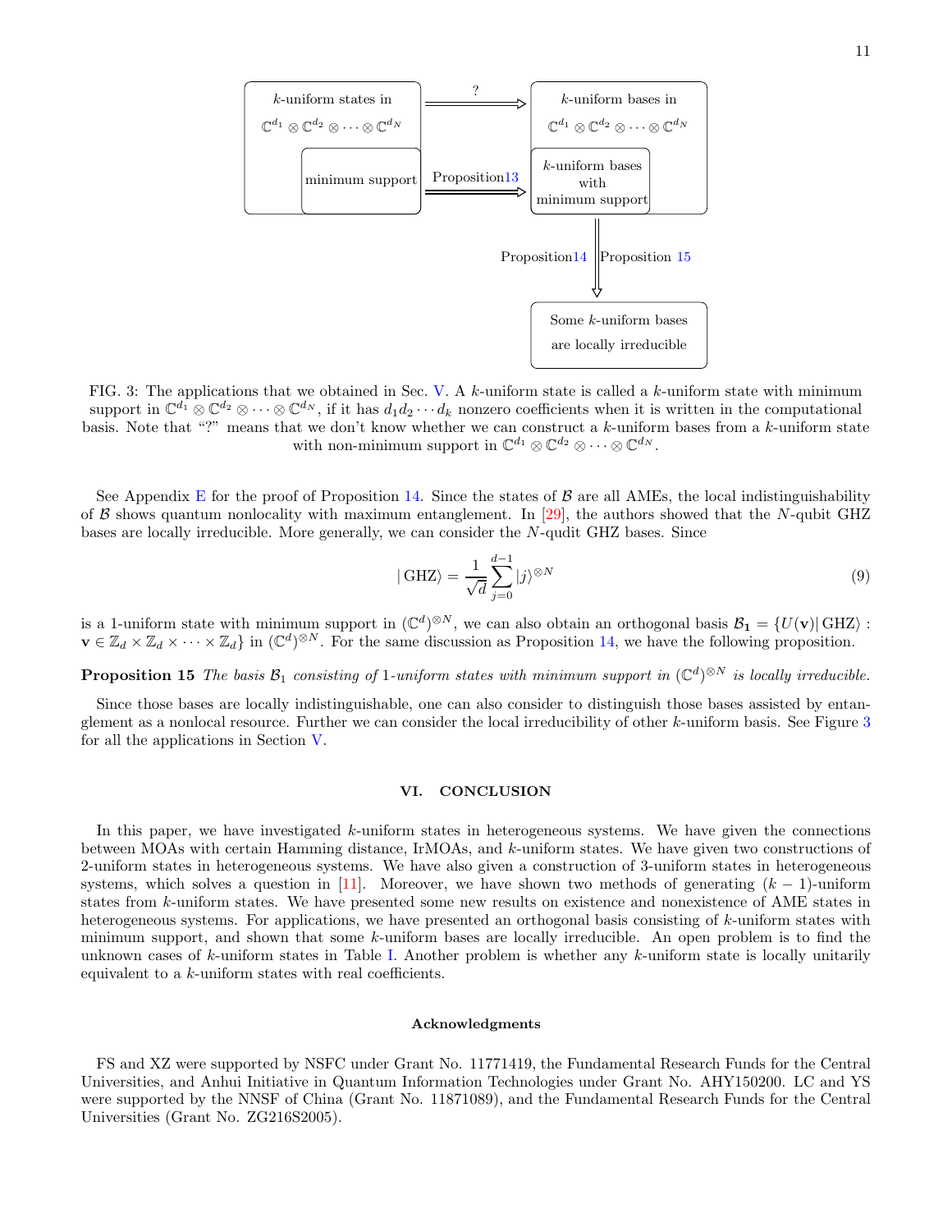FIG. 3: The applications that we obtained in Sec. V. A $k$-uniform state is called a $k$-uniform state with minimum support in $\mathbb{C}^{d_1} \otimes \mathbb{C}^{d_2} \otimes \cdots \otimes \mathbb{C}^{d_N}$, if it has $d_1 d_2 \cdots d_k$ nonzero coefficients when it is written in the computational basis. Note that "?" means that we don't know whether we can construct a $k$-uniform bases from a $k$-uniform state with non-minimum support in $\mathbb{C}^{d_1} \otimes \mathbb{C}^{d_2} \otimes \cdots \otimes \mathbb{C}^{d_N}$.

See Appendix E for the proof of Proposition 14. Since the states of $\mathcal{B}$ are all AMEs, the local indistinguishability of $\mathcal{B}$ shows quantum nonlocality with maximum entanglement. In [29], the authors showed that the $N$-qubit GHZ bases are locally irreducible. More generally, we can consider the $N$-qudit GHZ bases. Since

$$| \, \mathrm{GHZ} \rangle = \frac{1}{\sqrt{d}} \sum_{j=0}^{d-1} |j\rangle^{\otimes N} \tag{9}$$

is a 1-uniform state with minimum support in $(\mathbb{C}^d)^{\otimes N}$, we can also obtain an orthogonal basis $\mathcal{B}_{\mathbf{1}} = \{U(\mathbf{v})| \, \mathrm{GHZ}\rangle : \mathbf{v} \in \mathbb{Z}_d \times \mathbb{Z}_d \times \cdots \times \mathbb{Z}_d\}$ in $(\mathbb{C}^d)^{\otimes N}$. For the same discussion as Proposition 14, we have the following proposition.

**Proposition 15** *The basis $\mathcal{B}_1$ consisting of 1-uniform states with minimum support in $(\mathbb{C}^d)^{\otimes N}$ is locally irreducible.*

Since those bases are locally indistinguishable, one can also consider to distinguish those bases assisted by entanglement as a nonlocal resource. Further we can consider the local irreducibility of other $k$-uniform basis. See Figure 3 for all the applications in Section V.

## VI. CONCLUSION

In this paper, we have investigated $k$-uniform states in heterogeneous systems. We have given the connections between MOAs with certain Hamming distance, IrMOAs, and $k$-uniform states. We have given two constructions of 2-uniform states in heterogeneous systems. We have also given a construction of 3-uniform states in heterogeneous systems, which solves a question in [11]. Moreover, we have shown two methods of generating $(k-1)$-uniform states from $k$-uniform states. We have presented some new results on existence and nonexistence of AME states in heterogeneous systems. For applications, we have presented an orthogonal basis consisting of $k$-uniform states with minimum support, and shown that some $k$-uniform bases are locally irreducible. An open problem is to find the unknown cases of $k$-uniform states in Table I. Another problem is whether any $k$-uniform state is locally unitarily equivalent to a $k$-uniform states with real coefficients.

### Acknowledgments

FS and XZ were supported by NSFC under Grant No. 11771419, the Fundamental Research Funds for the Central Universities, and Anhui Initiative in Quantum Information Technologies under Grant No. AHY150200. LC and YS were supported by the NNSF of China (Grant No. 11871089), and the Fundamental Research Funds for the Central Universities (Grant No. ZG216S2005).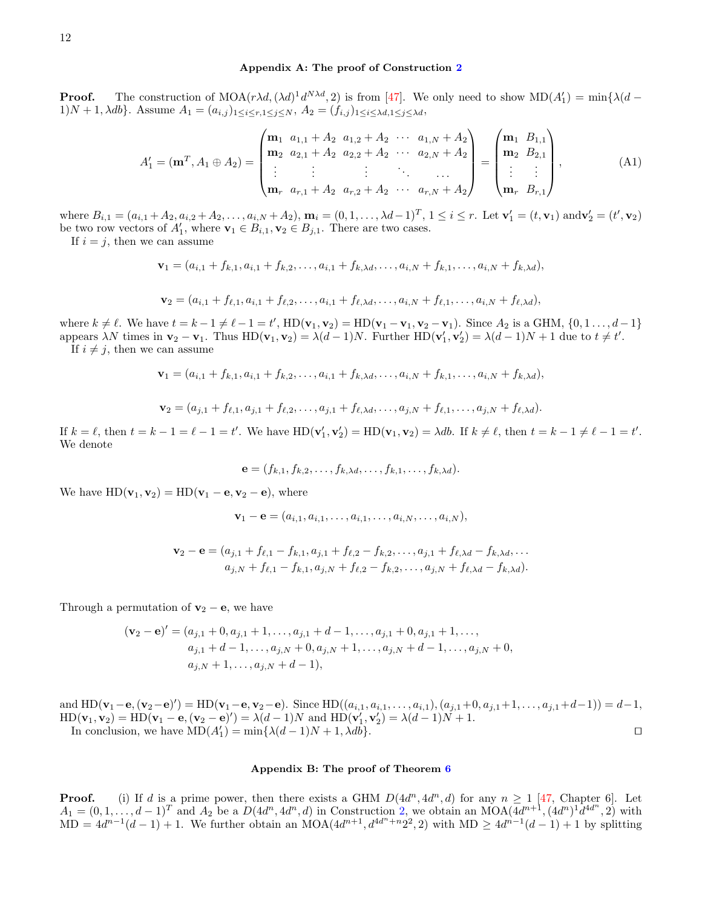## Appendix A: The proof of Construction 2

**Proof.** The construction of MOA$(r\lambda d, (\lambda d)^1 d^{N\lambda d}, 2)$ is from [47]. We only need to show $\mathrm{MD}(A_1') = \min\{\lambda(d-1)N+1, \lambda db\}$. Assume $A_1 = (a_{i,j})_{1\le i\le r, 1\le j\le N}$, $A_2 = (f_{i,j})_{1\le i\le \lambda d, 1\le j\le \lambda d}$,

$$A_1' = (\mathbf{m}^T, A_1 \oplus A_2) = \begin{pmatrix} \mathbf{m}_1 & a_{1,1}+A_2 & a_{1,2}+A_2 & \cdots & a_{1,N}+A_2 \\ \mathbf{m}_2 & a_{2,1}+A_2 & a_{2,2}+A_2 & \cdots & a_{2,N}+A_2 \\ \vdots & \vdots & \vdots & \ddots & \ldots \\ \mathbf{m}_r & a_{r,1}+A_2 & a_{r,2}+A_2 & \cdots & a_{r,N}+A_2 \end{pmatrix} = \begin{pmatrix} \mathbf{m}_1 & B_{1,1} \\ \mathbf{m}_2 & B_{2,1} \\ \vdots & \vdots \\ \mathbf{m}_r & B_{r,1} \end{pmatrix}, \tag{A1}$$

where $B_{i,1} = (a_{i,1}+A_2, a_{i,2}+A_2, \ldots, a_{i,N}+A_2)$, $\mathbf{m}_i = (0,1,\ldots,\lambda d-1)^T$, $1 \le i \le r$. Let $\mathbf{v}_1' = (t, \mathbf{v}_1)$ and$\mathbf{v}_2' = (t', \mathbf{v}_2)$ be two row vectors of $A_1'$, where $\mathbf{v}_1 \in B_{i,1}, \mathbf{v}_2 \in B_{j,1}$. There are two cases.

If $i = j$, then we can assume

$$\mathbf{v}_1 = (a_{i,1}+f_{k,1}, a_{i,1}+f_{k,2}, \ldots, a_{i,1}+f_{k,\lambda d}, \ldots, a_{i,N}+f_{k,1}, \ldots, a_{i,N}+f_{k,\lambda d}),$$

$$\mathbf{v}_2 = (a_{i,1}+f_{\ell,1}, a_{i,1}+f_{\ell,2}, \ldots, a_{i,1}+f_{\ell,\lambda d}, \ldots, a_{i,N}+f_{\ell,1}, \ldots, a_{i,N}+f_{\ell,\lambda d}),$$

where $k \neq \ell$. We have $t = k-1 \neq \ell - 1 = t'$, $\mathrm{HD}(\mathbf{v}_1, \mathbf{v}_2) = \mathrm{HD}(\mathbf{v}_1 - \mathbf{v}_1, \mathbf{v}_2 - \mathbf{v}_1)$. Since $A_2$ is a GHM, $\{0, 1\ldots, d-1\}$ appears $\lambda N$ times in $\mathbf{v}_2 - \mathbf{v}_1$. Thus $\mathrm{HD}(\mathbf{v}_1, \mathbf{v}_2) = \lambda(d-1)N$. Further $\mathrm{HD}(\mathbf{v}_1', \mathbf{v}_2') = \lambda(d-1)N + 1$ due to $t \neq t'$.

If $i \neq j$, then we can assume

$$\mathbf{v}_1 = (a_{i,1}+f_{k,1}, a_{i,1}+f_{k,2}, \ldots, a_{i,1}+f_{k,\lambda d}, \ldots, a_{i,N}+f_{k,1}, \ldots, a_{i,N}+f_{k,\lambda d}),$$

$$\mathbf{v}_2 = (a_{j,1}+f_{\ell,1}, a_{j,1}+f_{\ell,2}, \ldots, a_{j,1}+f_{\ell,\lambda d}, \ldots, a_{j,N}+f_{\ell,1}, \ldots, a_{j,N}+f_{\ell,\lambda d}).$$

If $k = \ell$, then $t = k-1 = \ell-1 = t'$. We have $\mathrm{HD}(\mathbf{v}_1', \mathbf{v}_2') = \mathrm{HD}(\mathbf{v}_1, \mathbf{v}_2) = \lambda db$. If $k \neq \ell$, then $t = k-1 \neq \ell-1 = t'$. We denote

$$\mathbf{e} = (f_{k,1}, f_{k,2}, \ldots, f_{k,\lambda d}, \ldots, f_{k,1}, \ldots, f_{k,\lambda d}).$$

We have $\mathrm{HD}(\mathbf{v}_1, \mathbf{v}_2) = \mathrm{HD}(\mathbf{v}_1 - \mathbf{e}, \mathbf{v}_2 - \mathbf{e})$, where

$$\mathbf{v}_1 - \mathbf{e} = (a_{i,1}, a_{i,1}, \ldots, a_{i,1}, \ldots, a_{i,N}, \ldots, a_{i,N}),$$

$$\begin{aligned}\mathbf{v}_2 - \mathbf{e} = (&a_{j,1}+f_{\ell,1}-f_{k,1}, a_{j,1}+f_{\ell,2}-f_{k,2}, \ldots, a_{j,1}+f_{\ell,\lambda d}-f_{k,\lambda d}, \ldots \\ &a_{j,N}+f_{\ell,1}-f_{k,1}, a_{j,N}+f_{\ell,2}-f_{k,2}, \ldots, a_{j,N}+f_{\ell,\lambda d}-f_{k,\lambda d}).\end{aligned}$$

Through a permutation of $\mathbf{v}_2 - \mathbf{e}$, we have

$$\begin{aligned}(\mathbf{v}_2 - \mathbf{e})' = (&a_{j,1}+0, a_{j,1}+1, \ldots, a_{j,1}+d-1, \ldots, a_{j,1}+0, a_{j,1}+1, \ldots, \\ &a_{j,1}+d-1, \ldots, a_{j,N}+0, a_{j,N}+1, \ldots, a_{j,N}+d-1, \ldots, a_{j,N}+0, \\ &a_{j,N}+1, \ldots, a_{j,N}+d-1),\end{aligned}$$

and $\mathrm{HD}(\mathbf{v}_1 - \mathbf{e}, (\mathbf{v}_2 - \mathbf{e})') = \mathrm{HD}(\mathbf{v}_1 - \mathbf{e}, \mathbf{v}_2 - \mathbf{e})$. Since $\mathrm{HD}((a_{i,1}, a_{i,1}, \ldots, a_{i,1}), (a_{j,1}+0, a_{j,1}+1, \ldots, a_{j,1}+d-1)) = d-1$, $\mathrm{HD}(\mathbf{v}_1, \mathbf{v}_2) = \mathrm{HD}(\mathbf{v}_1 - \mathbf{e}, (\mathbf{v}_2 - \mathbf{e})') = \lambda(d-1)N$ and $\mathrm{HD}(\mathbf{v}_1', \mathbf{v}_2') = \lambda(d-1)N + 1$.

In conclusion, we have $\mathrm{MD}(A_1') = \min\{\lambda(d-1)N+1, \lambda db\}$. □

## Appendix B: The proof of Theorem 6

**Proof.** (i) If $d$ is a prime power, then there exists a GHM $D(4d^n, 4d^n, d)$ for any $n \geq 1$ [47, Chapter 6]. Let $A_1 = (0, 1, \ldots, d-1)^T$ and $A_2$ be a $D(4d^n, 4d^n, d)$ in Construction 2, we obtain an MOA$(4d^{n+1}, (4d^n)^1 d^{4d^n}, 2)$ with $\mathrm{MD} = 4d^{n-1}(d-1)+1$. We further obtain an MOA$(4d^{n+1}, d^{4d^n+n}2^2, 2)$ with $\mathrm{MD} \geq 4d^{n-1}(d-1)+1$ by splitting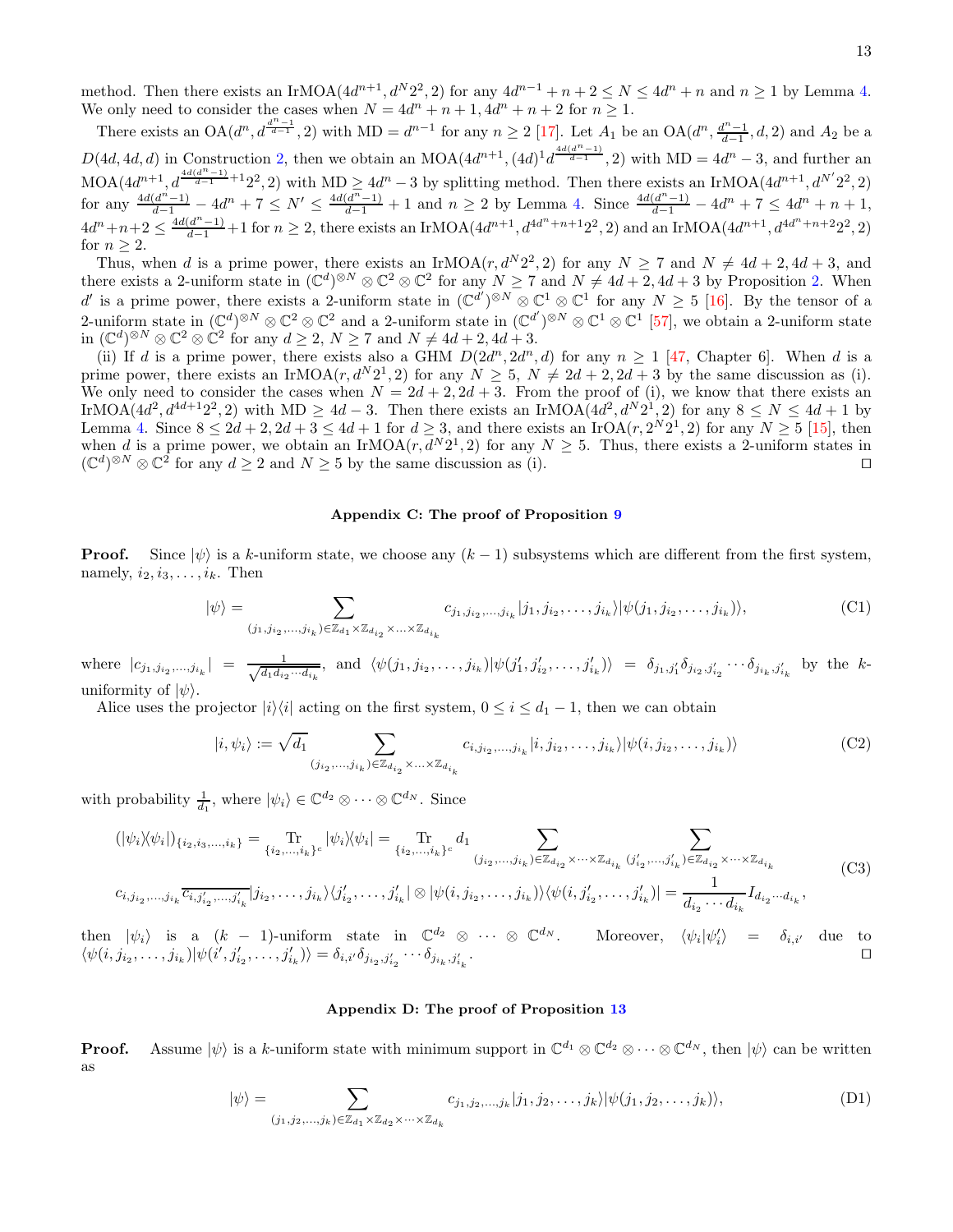method. Then there exists an IrMOA$(4d^{n+1}, d^N 2^2, 2)$ for any $4d^{n-1}+n+2 \le N \le 4d^n+n$ and $n\ge 1$ by Lemma 4. We only need to consider the cases when $N = 4d^n+n+1, 4d^n+n+2$ for $n \ge 1$.

There exists an OA$(d^n, d^{\frac{d^n-1}{d-1}}, 2)$ with MD $= d^{n-1}$ for any $n\ge 2$ [17]. Let $A_1$ be an OA$(d^n, \frac{d^n-1}{d-1}, d, 2)$ and $A_2$ be a $D(4d, 4d, d)$ in Construction 2, then we obtain an MOA$(4d^{n+1}, (4d)^1 d^{\frac{4d(d^n-1)}{d-1}}, 2)$ with MD $= 4d^n-3$, and further an MOA$(4d^{n+1}, d^{\frac{4d(d^n-1)}{d-1}+1}2^2, 2)$ with MD $\ge 4d^n-3$ by splitting method. Then there exists an IrMOA$(4d^{n+1}, d^{N'}2^2, 2)$ for any $\frac{4d(d^n-1)}{d-1} - 4d^n + 7 \le N' \le \frac{4d(d^n-1)}{d-1}+1$ and $n\ge 2$ by Lemma 4. Since $\frac{4d(d^n-1)}{d-1} - 4d^n+7 \le 4d^n+n+1$, $4d^n+n+2 \le \frac{4d(d^n-1)}{d-1}+1$ for $n\ge 2$, there exists an IrMOA$(4d^{n+1}, d^{4d^n+n+1}2^2, 2)$ and an IrMOA$(4d^{n+1}, d^{4d^n+n+2}2^2, 2)$ for $n \ge 2$.

Thus, when $d$ is a prime power, there exists an IrMOA$(r, d^N 2^2, 2)$ for any $N\ge 7$ and $N \ne 4d+2, 4d+3$, and there exists a 2-uniform state in $(\mathbb{C}^d)^{\otimes N}\otimes \mathbb{C}^2\otimes\mathbb{C}^2$ for any $N\ge 7$ and $N\ne 4d+2, 4d+3$ by Proposition 2. When $d'$ is a prime power, there exists a 2-uniform state in $(\mathbb{C}^{d'})^{\otimes N}\otimes\mathbb{C}^1\otimes\mathbb{C}^1$ for any $N\ge 5$ [16]. By the tensor of a 2-uniform state in $(\mathbb{C}^d)^{\otimes N}\otimes\mathbb{C}^2\otimes\mathbb{C}^2$ and a 2-uniform state in $(\mathbb{C}^{d'})^{\otimes N}\otimes\mathbb{C}^1\otimes\mathbb{C}^1$ [57], we obtain a 2-uniform state in $(\mathbb{C}^d)^{\otimes N}\otimes\mathbb{C}^2\otimes\mathbb{C}^2$ for any $d\ge 2$, $N\ge 7$ and $N\ne 4d+2, 4d+3$.

(ii) If $d$ is a prime power, there exists also a GHM $D(2d^n, 2d^n, d)$ for any $n\ge 1$ [47, Chapter 6]. When $d$ is a prime power, there exists an IrMOA$(r, d^N 2^1, 2)$ for any $N\ge 5$, $N\ne 2d+2, 2d+3$ by the same discussion as (i). We only need to consider the cases when $N = 2d+2, 2d+3$. From the proof of (i), we know that there exists an IrMOA$(4d^2, d^{4d+1}2^2, 2)$ with MD $\ge 4d-3$. Then there exists an IrMOA$(4d^2, d^N 2^1, 2)$ for any $8\le N\le 4d+1$ by Lemma 4. Since $8\le 2d+2, 2d+3\le 4d+1$ for $d\ge 3$, and there exists an IrOA$(r, 2^N 2^1, 2)$ for any $N\ge 5$ [15], then when $d$ is a prime power, we obtain an IrMOA$(r, d^N 2^1, 2)$ for any $N\ge 5$. Thus, there exists a 2-uniform states in $(\mathbb{C}^d)^{\otimes N}\otimes\mathbb{C}^2$ for any $d\ge 2$ and $N\ge 5$ by the same discussion as (i). □

## Appendix C: The proof of Proposition 9

**Proof.** Since $|\psi\rangle$ is a $k$-uniform state, we choose any $(k-1)$ subsystems which are different from the first system, namely, $i_2, i_3, \ldots, i_k$. Then

$$|\psi\rangle = \sum_{(j_1, j_{i_2}, \ldots, j_{i_k})\in\mathbb{Z}_{d_1}\times\mathbb{Z}_{d_{i_2}}\times\ldots\times\mathbb{Z}_{d_{i_k}}} c_{j_1, j_{i_2},\ldots,j_{i_k}} |j_1, j_{i_2}, \ldots, j_{i_k}\rangle |\psi(j_1, j_{i_2}, \ldots, j_{i_k})\rangle, \tag{C1}$$

where $|c_{j_1,j_{i_2},\ldots,j_{i_k}}| = \frac{1}{\sqrt{d_1 d_{i_2}\cdots d_{i_k}}}$, and $\langle\psi(j_1, j_{i_2},\ldots,j_{i_k})|\psi(j_1', j_{i_2}',\ldots,j_{i_k}')\rangle = \delta_{j_1,j_1'}\delta_{j_{i_2},j_{i_2}'}\cdots\delta_{j_{i_k},j_{i_k}'}$ by the $k$-uniformity of $|\psi\rangle$.

Alice uses the projector $|i\rangle\langle i|$ acting on the first system, $0\le i\le d_1-1$, then we can obtain

$$|i,\psi_i\rangle := \sqrt{d_1}\sum_{(j_{i_2},\ldots,j_{i_k})\in\mathbb{Z}_{d_{i_2}}\times\ldots\times\mathbb{Z}_{d_{i_k}}} c_{i,j_{i_2},\ldots,j_{i_k}} |i, j_{i_2},\ldots,j_{i_k}\rangle|\psi(i, j_{i_2},\ldots,j_{i_k})\rangle \tag{C2}$$

with probability $\frac{1}{d_1}$, where $|\psi_i\rangle\in\mathbb{C}^{d_2}\otimes\cdots\otimes\mathbb{C}^{d_N}$. Since

$$\begin{aligned}(|\psi_i\rangle\langle\psi_i|)_{\{i_2,i_3,\ldots,i_k\}} &= \operatorname*{Tr}_{\{i_2,\ldots,i_k\}^c}|\psi_i\rangle\langle\psi_i| = \operatorname*{Tr}_{\{i_2,\ldots,i_k\}^c} d_1 \sum_{(j_{i_2},\ldots,j_{i_k})\in\mathbb{Z}_{d_{i_2}}\times\cdots\times\mathbb{Z}_{d_{i_k}}}\ \sum_{(j_{i_2}',\ldots,j_{i_k}')\in\mathbb{Z}_{d_{i_2}}\times\cdots\times\mathbb{Z}_{d_{i_k}}} \\ & c_{i,j_{i_2},\ldots,j_{i_k}}\overline{c_{i,j_{i_2}',\ldots,j_{i_k}'}}|j_{i_2},\ldots,j_{i_k}\rangle\langle j_{i_2}',\ldots,j_{i_k}'|\otimes|\psi(i,j_{i_2},\ldots,j_{i_k})\rangle\langle\psi(i,j_{i_2}',\ldots,j_{i_k}')| = \frac{1}{d_{i_2}\cdots d_{i_k}} I_{d_{i_2}\cdots d_{i_k}},\end{aligned} \tag{C3}$$

then $|\psi_i\rangle$ is a $(k-1)$-uniform state in $\mathbb{C}^{d_2}\otimes\cdots\otimes\mathbb{C}^{d_N}$. Moreover, $\langle\psi_i|\psi_i'\rangle = \delta_{i,i'}$ due to $\langle\psi(i,j_{i_2},\ldots,j_{i_k})|\psi(i',j_{i_2}',\ldots,j_{i_k}')\rangle = \delta_{i,i'}\delta_{j_{i_2},j_{i_2}'}\cdots\delta_{j_{i_k},j_{i_k}'}$. □

## Appendix D: The proof of Proposition 13

**Proof.** Assume $|\psi\rangle$ is a $k$-uniform state with minimum support in $\mathbb{C}^{d_1}\otimes\mathbb{C}^{d_2}\otimes\cdots\otimes\mathbb{C}^{d_N}$, then $|\psi\rangle$ can be written as

$$|\psi\rangle = \sum_{(j_1,j_2,\ldots,j_k)\in\mathbb{Z}_{d_1}\times\mathbb{Z}_{d_2}\times\cdots\times\mathbb{Z}_{d_k}} c_{j_1,j_2,\ldots,j_k}|j_1,j_2,\ldots,j_k\rangle|\psi(j_1,j_2,\ldots,j_k)\rangle, \tag{D1}$$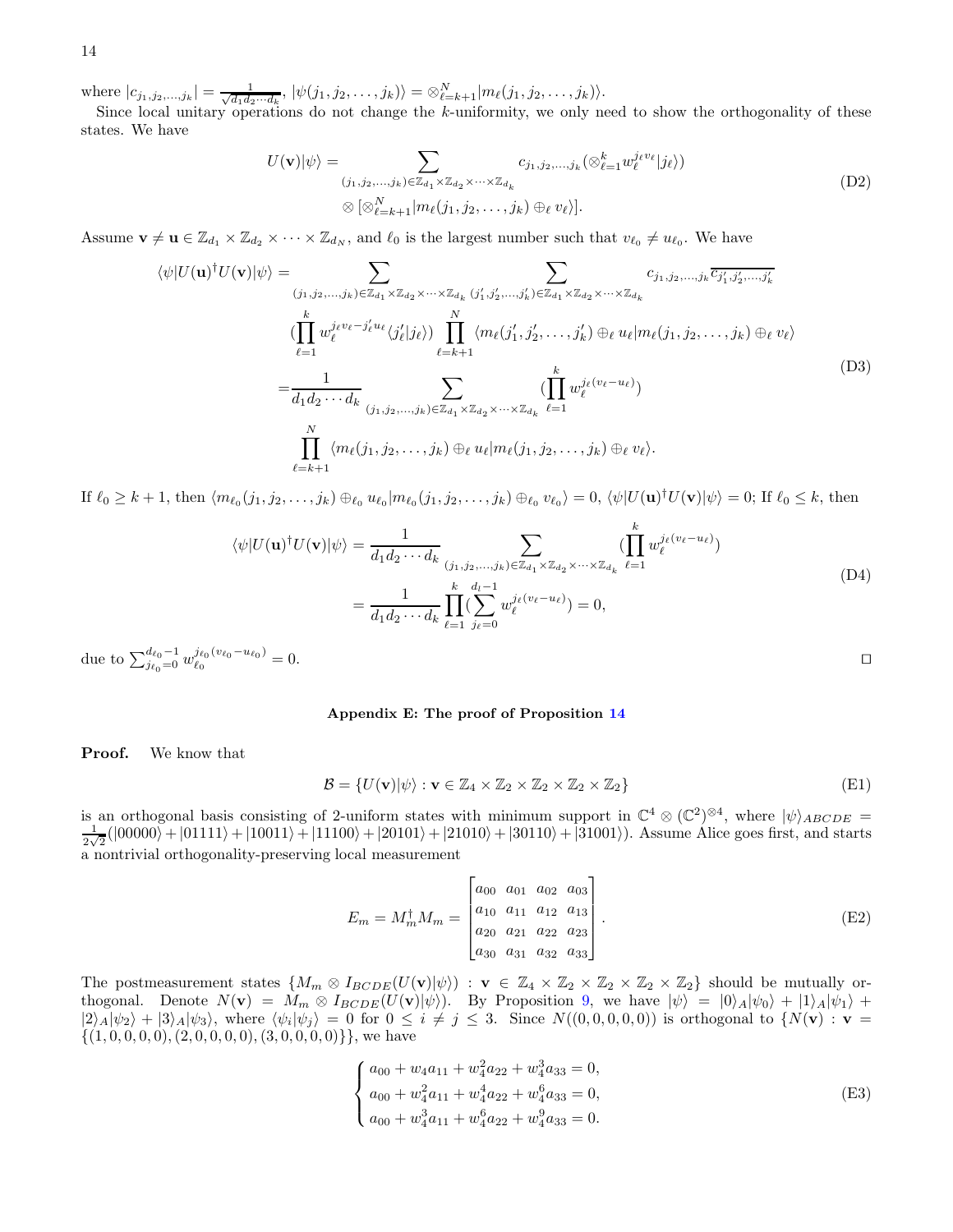where $|c_{j_1,j_2,\ldots,j_k}| = \frac{1}{\sqrt{d_1 d_2 \cdots d_k}}$, $|\psi(j_1,j_2,\ldots,j_k)\rangle = \otimes_{\ell=k+1}^N |m_\ell(j_1,j_2,\ldots,j_k)\rangle$.

Since local unitary operations do not change the $k$-uniformity, we only need to show the orthogonality of these states. We have

$$
\begin{aligned}
U(\mathbf{v})|\psi\rangle = & \sum_{(j_1,j_2,\ldots,j_k)\in\mathbb{Z}_{d_1}\times\mathbb{Z}_{d_2}\times\cdots\times\mathbb{Z}_{d_k}} c_{j_1,j_2,\ldots,j_k}(\otimes_{\ell=1}^k w_\ell^{j_\ell v_\ell}|j_\ell\rangle) \\
& \otimes [\otimes_{\ell=k+1}^N |m_\ell(j_1,j_2,\ldots,j_k)\oplus_\ell v_\ell\rangle].
\end{aligned}
\tag{D2}
$$

Assume $\mathbf{v}\neq\mathbf{u}\in\mathbb{Z}_{d_1}\times\mathbb{Z}_{d_2}\times\cdots\times\mathbb{Z}_{d_N}$, and $\ell_0$ is the largest number such that $v_{\ell_0}\neq u_{\ell_0}$. We have

$$
\begin{aligned}
\langle\psi|U(\mathbf{u})^\dagger U(\mathbf{v})|\psi\rangle = & \sum_{(j_1,j_2,\ldots,j_k)\in\mathbb{Z}_{d_1}\times\mathbb{Z}_{d_2}\times\cdots\times\mathbb{Z}_{d_k}} \sum_{(j_1',j_2',\ldots,j_k')\in\mathbb{Z}_{d_1}\times\mathbb{Z}_{d_2}\times\cdots\times\mathbb{Z}_{d_k}} c_{j_1,j_2,\ldots,j_k}\overline{c_{j_1',j_2',\ldots,j_k'}} \\
& (\prod_{\ell=1}^k w_\ell^{j_\ell v_\ell - j_\ell' u_\ell}\langle j_\ell'|j_\ell\rangle) \prod_{\ell=k+1}^N \langle m_\ell(j_1',j_2',\ldots,j_k')\oplus_\ell u_\ell|m_\ell(j_1,j_2,\ldots,j_k)\oplus_\ell v_\ell\rangle \\
= & \frac{1}{d_1 d_2\cdots d_k}\sum_{(j_1,j_2,\ldots,j_k)\in\mathbb{Z}_{d_1}\times\mathbb{Z}_{d_2}\times\cdots\times\mathbb{Z}_{d_k}} (\prod_{\ell=1}^k w_\ell^{j_\ell(v_\ell-u_\ell)}) \\
& \prod_{\ell=k+1}^N \langle m_\ell(j_1,j_2,\ldots,j_k)\oplus_\ell u_\ell|m_\ell(j_1,j_2,\ldots,j_k)\oplus_\ell v_\ell\rangle.
\end{aligned}
\tag{D3}
$$

If $\ell_0\geq k+1$, then $\langle m_{\ell_0}(j_1,j_2,\ldots,j_k)\oplus_{\ell_0} u_{\ell_0}|m_{\ell_0}(j_1,j_2,\ldots,j_k)\oplus_{\ell_0} v_{\ell_0}\rangle = 0$, $\langle\psi|U(\mathbf{u})^\dagger U(\mathbf{v})|\psi\rangle = 0$; If $\ell_0\leq k$, then

$$
\begin{aligned}
\langle\psi|U(\mathbf{u})^\dagger U(\mathbf{v})|\psi\rangle = & \frac{1}{d_1 d_2\cdots d_k}\sum_{(j_1,j_2,\ldots,j_k)\in\mathbb{Z}_{d_1}\times\mathbb{Z}_{d_2}\times\cdots\times\mathbb{Z}_{d_k}} (\prod_{\ell=1}^k w_\ell^{j_\ell(v_\ell-u_\ell)}) \\
= & \frac{1}{d_1 d_2\cdots d_k}\prod_{\ell=1}^k (\sum_{j_\ell=0}^{d_l-1} w_\ell^{j_\ell(v_\ell-u_\ell)}) = 0,
\end{aligned}
\tag{D4}
$$

due to $\sum_{j_{\ell_0}=0}^{d_{\ell_0}-1} w_{\ell_0}^{j_{\ell_0}(v_{\ell_0}-u_{\ell_0})} = 0$. □

### Appendix E: The proof of Proposition 14

**Proof.** We know that

$$
\mathcal{B} = \{U(\mathbf{v})|\psi\rangle : \mathbf{v}\in\mathbb{Z}_4\times\mathbb{Z}_2\times\mathbb{Z}_2\times\mathbb{Z}_2\times\mathbb{Z}_2\}
\tag{E1}
$$

is an orthogonal basis consisting of 2-uniform states with minimum support in $\mathbb{C}^4\otimes(\mathbb{C}^2)^{\otimes 4}$, where $|\psi\rangle_{ABCDE} = \frac{1}{2\sqrt{2}}(|00000\rangle+|01111\rangle+|10011\rangle+|11100\rangle+|20101\rangle+|21010\rangle+|30110\rangle+|31001\rangle)$. Assume Alice goes first, and starts a nontrivial orthogonality-preserving local measurement

$$
E_m = M_m^\dagger M_m = \begin{bmatrix} a_{00} & a_{01} & a_{02} & a_{03} \\ a_{10} & a_{11} & a_{12} & a_{13} \\ a_{20} & a_{21} & a_{22} & a_{23} \\ a_{30} & a_{31} & a_{32} & a_{33} \end{bmatrix}.
\tag{E2}
$$

The postmeasurement states $\{M_m\otimes I_{BCDE}(U(\mathbf{v})|\psi\rangle) : \mathbf{v}\in\mathbb{Z}_4\times\mathbb{Z}_2\times\mathbb{Z}_2\times\mathbb{Z}_2\times\mathbb{Z}_2\}$ should be mutually orthogonal. Denote $N(\mathbf{v}) = M_m\otimes I_{BCDE}(U(\mathbf{v})|\psi\rangle)$. By Proposition 9, we have $|\psi\rangle = |0\rangle_A|\psi_0\rangle + |1\rangle_A|\psi_1\rangle + |2\rangle_A|\psi_2\rangle + |3\rangle_A|\psi_3\rangle$, where $\langle\psi_i|\psi_j\rangle = 0$ for $0\leq i\neq j\leq 3$. Since $N((0,0,0,0,0))$ is orthogonal to $\{N(\mathbf{v}) : \mathbf{v} = \{(1,0,0,0,0),(2,0,0,0,0),(3,0,0,0,0)\}\}$, we have

$$
\begin{cases}
a_{00} + w_4 a_{11} + w_4^2 a_{22} + w_4^3 a_{33} = 0, \\
a_{00} + w_4^2 a_{11} + w_4^4 a_{22} + w_4^6 a_{33} = 0, \\
a_{00} + w_4^3 a_{11} + w_4^6 a_{22} + w_4^9 a_{33} = 0.
\end{cases}
\tag{E3}
$$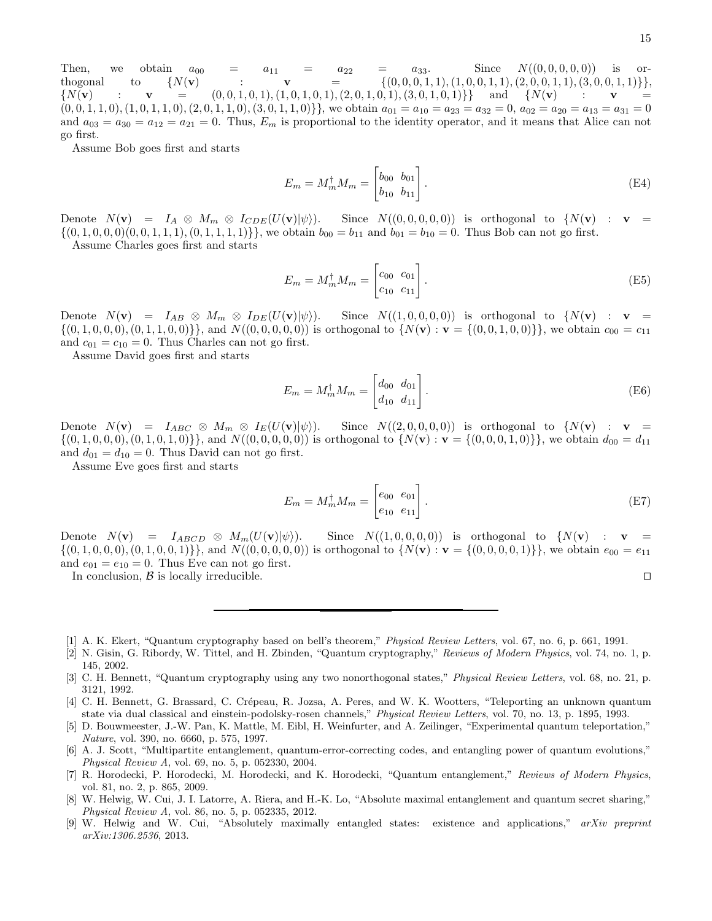Then, we obtain $a_{00} = a_{11} = a_{22} = a_{33}$. Since $N((0,0,0,0,0))$ is orthogonal to $\{N(\mathbf{v}) : \mathbf{v} = \{(0,0,0,1,1),(1,0,0,1,1),(2,0,0,1,1),(3,0,0,1,1)\}\}$, $\{N(\mathbf{v}) : \mathbf{v} = (0,0,1,0,1),(1,0,1,0,1),(2,0,1,0,1),(3,0,1,0,1)\}\}$ and $\{N(\mathbf{v}) : \mathbf{v} = (0,0,1,1,0),(1,0,1,1,0),(2,0,1,1,0),(3,0,1,1,0)\}\}$, we obtain $a_{01} = a_{10} = a_{23} = a_{32} = 0$, $a_{02} = a_{20} = a_{13} = a_{31} = 0$ and $a_{03} = a_{30} = a_{12} = a_{21} = 0$. Thus, $E_m$ is proportional to the identity operator, and it means that Alice can not go first.

Assume Bob goes first and starts

$$E_m = M_m^\dagger M_m = \begin{bmatrix} b_{00} & b_{01} \\ b_{10} & b_{11} \end{bmatrix}. \tag{E4}$$

Denote $N(\mathbf{v}) = I_A \otimes M_m \otimes I_{CDE}(U(\mathbf{v})|\psi\rangle)$. Since $N((0,0,0,0,0))$ is orthogonal to $\{N(\mathbf{v}) : \mathbf{v} = \{(0,1,0,0,0)(0,0,1,1,1),(0,1,1,1,1)\}\}$, we obtain $b_{00} = b_{11}$ and $b_{01} = b_{10} = 0$. Thus Bob can not go first.

Assume Charles goes first and starts

$$E_m = M_m^\dagger M_m = \begin{bmatrix} c_{00} & c_{01} \\ c_{10} & c_{11} \end{bmatrix}. \tag{E5}$$

Denote $N(\mathbf{v}) = I_{AB} \otimes M_m \otimes I_{DE}(U(\mathbf{v})|\psi\rangle)$. Since $N((1,0,0,0,0))$ is orthogonal to $\{N(\mathbf{v}) : \mathbf{v} = \{(0,1,0,0,0),(0,1,1,0,0)\}\}$, and $N((0,0,0,0,0))$ is orthogonal to $\{N(\mathbf{v}) : \mathbf{v} = \{(0,0,1,0,0)\}\}$, we obtain $c_{00} = c_{11}$ and $c_{01} = c_{10} = 0$. Thus Charles can not go first.

Assume David goes first and starts

$$E_m = M_m^\dagger M_m = \begin{bmatrix} d_{00} & d_{01} \\ d_{10} & d_{11} \end{bmatrix}. \tag{E6}$$

Denote $N(\mathbf{v}) = I_{ABC} \otimes M_m \otimes I_E(U(\mathbf{v})|\psi\rangle)$. Since $N((2,0,0,0,0))$ is orthogonal to $\{N(\mathbf{v}) : \mathbf{v} = \{(0,1,0,0,0),(0,1,0,1,0)\}\}$, and $N((0,0,0,0,0))$ is orthogonal to $\{N(\mathbf{v}) : \mathbf{v} = \{(0,0,0,1,0)\}\}$, we obtain $d_{00} = d_{11}$ and $d_{01} = d_{10} = 0$. Thus David can not go first.

Assume Eve goes first and starts

$$E_m = M_m^\dagger M_m = \begin{bmatrix} e_{00} & e_{01} \\ e_{10} & e_{11} \end{bmatrix}. \tag{E7}$$

Denote $N(\mathbf{v}) = I_{ABCD} \otimes M_m(U(\mathbf{v})|\psi\rangle)$. Since $N((1,0,0,0,0))$ is orthogonal to $\{N(\mathbf{v}) : \mathbf{v} = \{(0,1,0,0,0),(0,1,0,0,1)\}\}$, and $N((0,0,0,0,0))$ is orthogonal to $\{N(\mathbf{v}) : \mathbf{v} = \{(0,0,0,0,1)\}\}$, we obtain $e_{00} = e_{11}$ and $e_{01} = e_{10} = 0$. Thus Eve can not go first.

In conclusion, $\mathcal{B}$ is locally irreducible. □

---

[1] A. K. Ekert, "Quantum cryptography based on bell's theorem," *Physical Review Letters*, vol. 67, no. 6, p. 661, 1991.

[2] N. Gisin, G. Ribordy, W. Tittel, and H. Zbinden, "Quantum cryptography," *Reviews of Modern Physics*, vol. 74, no. 1, p. 145, 2002.

[3] C. H. Bennett, "Quantum cryptography using any two nonorthogonal states," *Physical Review Letters*, vol. 68, no. 21, p. 3121, 1992.

[4] C. H. Bennett, G. Brassard, C. Crépeau, R. Jozsa, A. Peres, and W. K. Wootters, "Teleporting an unknown quantum state via dual classical and einstein-podolsky-rosen channels," *Physical Review Letters*, vol. 70, no. 13, p. 1895, 1993.

[5] D. Bouwmeester, J.-W. Pan, K. Mattle, M. Eibl, H. Weinfurter, and A. Zeilinger, "Experimental quantum teleportation," *Nature*, vol. 390, no. 6660, p. 575, 1997.

[6] A. J. Scott, "Multipartite entanglement, quantum-error-correcting codes, and entangling power of quantum evolutions," *Physical Review A*, vol. 69, no. 5, p. 052330, 2004.

[7] R. Horodecki, P. Horodecki, M. Horodecki, and K. Horodecki, "Quantum entanglement," *Reviews of Modern Physics*, vol. 81, no. 2, p. 865, 2009.

[8] W. Helwig, W. Cui, J. I. Latorre, A. Riera, and H.-K. Lo, "Absolute maximal entanglement and quantum secret sharing," *Physical Review A*, vol. 86, no. 5, p. 052335, 2012.

[9] W. Helwig and W. Cui, "Absolutely maximally entangled states: existence and applications," *arXiv preprint arXiv:1306.2536*, 2013.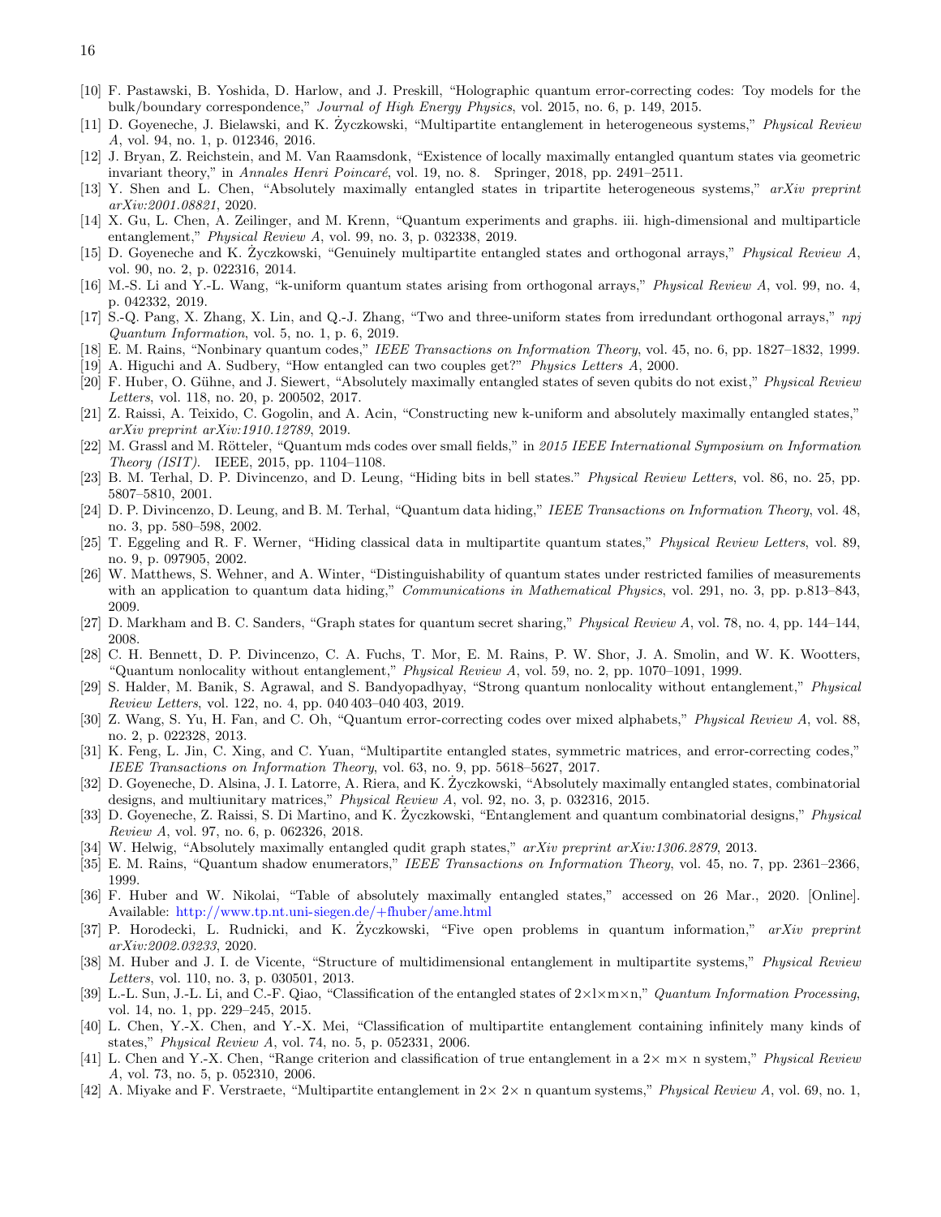[10] F. Pastawski, B. Yoshida, D. Harlow, and J. Preskill, "Holographic quantum error-correcting codes: Toy models for the bulk/boundary correspondence," *Journal of High Energy Physics*, vol. 2015, no. 6, p. 149, 2015.

[11] D. Goyeneche, J. Bielawski, and K. Życzkowski, "Multipartite entanglement in heterogeneous systems," *Physical Review A*, vol. 94, no. 1, p. 012346, 2016.

[12] J. Bryan, Z. Reichstein, and M. Van Raamsdonk, "Existence of locally maximally entangled quantum states via geometric invariant theory," in *Annales Henri Poincaré*, vol. 19, no. 8. Springer, 2018, pp. 2491–2511.

[13] Y. Shen and L. Chen, "Absolutely maximally entangled states in tripartite heterogeneous systems," *arXiv preprint arXiv:2001.08821*, 2020.

[14] X. Gu, L. Chen, A. Zeilinger, and M. Krenn, "Quantum experiments and graphs. iii. high-dimensional and multiparticle entanglement," *Physical Review A*, vol. 99, no. 3, p. 032338, 2019.

[15] D. Goyeneche and K. Życzkowski, "Genuinely multipartite entangled states and orthogonal arrays," *Physical Review A*, vol. 90, no. 2, p. 022316, 2014.

[16] M.-S. Li and Y.-L. Wang, "k-uniform quantum states arising from orthogonal arrays," *Physical Review A*, vol. 99, no. 4, p. 042332, 2019.

[17] S.-Q. Pang, X. Zhang, X. Lin, and Q.-J. Zhang, "Two and three-uniform states from irredundant orthogonal arrays," *npj Quantum Information*, vol. 5, no. 1, p. 6, 2019.

[18] E. M. Rains, "Nonbinary quantum codes," *IEEE Transactions on Information Theory*, vol. 45, no. 6, pp. 1827–1832, 1999.

[19] A. Higuchi and A. Sudbery, "How entangled can two couples get?" *Physics Letters A*, 2000.

[20] F. Huber, O. Gühne, and J. Siewert, "Absolutely maximally entangled states of seven qubits do not exist," *Physical Review Letters*, vol. 118, no. 20, p. 200502, 2017.

[21] Z. Raissi, A. Teixido, C. Gogolin, and A. Acin, "Constructing new k-uniform and absolutely maximally entangled states," *arXiv preprint arXiv:1910.12789*, 2019.

[22] M. Grassl and M. Rötteler, "Quantum mds codes over small fields," in *2015 IEEE International Symposium on Information Theory (ISIT)*. IEEE, 2015, pp. 1104–1108.

[23] B. M. Terhal, D. P. Divincenzo, and D. Leung, "Hiding bits in bell states." *Physical Review Letters*, vol. 86, no. 25, pp. 5807–5810, 2001.

[24] D. P. Divincenzo, D. Leung, and B. M. Terhal, "Quantum data hiding," *IEEE Transactions on Information Theory*, vol. 48, no. 3, pp. 580–598, 2002.

[25] T. Eggeling and R. F. Werner, "Hiding classical data in multipartite quantum states," *Physical Review Letters*, vol. 89, no. 9, p. 097905, 2002.

[26] W. Matthews, S. Wehner, and A. Winter, "Distinguishability of quantum states under restricted families of measurements with an application to quantum data hiding," *Communications in Mathematical Physics*, vol. 291, no. 3, pp. p.813–843, 2009.

[27] D. Markham and B. C. Sanders, "Graph states for quantum secret sharing," *Physical Review A*, vol. 78, no. 4, pp. 144–144, 2008.

[28] C. H. Bennett, D. P. Divincenzo, C. A. Fuchs, T. Mor, E. M. Rains, P. W. Shor, J. A. Smolin, and W. K. Wootters, "Quantum nonlocality without entanglement," *Physical Review A*, vol. 59, no. 2, pp. 1070–1091, 1999.

[29] S. Halder, M. Banik, S. Agrawal, and S. Bandyopadhyay, "Strong quantum nonlocality without entanglement," *Physical Review Letters*, vol. 122, no. 4, pp. 040403–040403, 2019.

[30] Z. Wang, S. Yu, H. Fan, and C. Oh, "Quantum error-correcting codes over mixed alphabets," *Physical Review A*, vol. 88, no. 2, p. 022328, 2013.

[31] K. Feng, L. Jin, C. Xing, and C. Yuan, "Multipartite entangled states, symmetric matrices, and error-correcting codes," *IEEE Transactions on Information Theory*, vol. 63, no. 9, pp. 5618–5627, 2017.

[32] D. Goyeneche, D. Alsina, J. I. Latorre, A. Riera, and K. Życzkowski, "Absolutely maximally entangled states, combinatorial designs, and multiunitary matrices," *Physical Review A*, vol. 92, no. 3, p. 032316, 2015.

[33] D. Goyeneche, Z. Raissi, S. Di Martino, and K. Życzkowski, "Entanglement and quantum combinatorial designs," *Physical Review A*, vol. 97, no. 6, p. 062326, 2018.

[34] W. Helwig, "Absolutely maximally entangled qudit graph states," *arXiv preprint arXiv:1306.2879*, 2013.

[35] E. M. Rains, "Quantum shadow enumerators," *IEEE Transactions on Information Theory*, vol. 45, no. 7, pp. 2361–2366, 1999.

[36] F. Huber and W. Nikolai, "Table of absolutely maximally entangled states," accessed on 26 Mar., 2020. [Online]. Available: http://www.tp.nt.uni-siegen.de/+fhuber/ame.html

[37] P. Horodecki, L. Rudnicki, and K. Życzkowski, "Five open problems in quantum information," *arXiv preprint arXiv:2002.03233*, 2020.

[38] M. Huber and J. I. de Vicente, "Structure of multidimensional entanglement in multipartite systems," *Physical Review Letters*, vol. 110, no. 3, p. 030501, 2013.

[39] L.-L. Sun, J.-L. Li, and C.-F. Qiao, "Classification of the entangled states of 2×l×m×n," *Quantum Information Processing*, vol. 14, no. 1, pp. 229–245, 2015.

[40] L. Chen, Y.-X. Chen, and Y.-X. Mei, "Classification of multipartite entanglement containing infinitely many kinds of states," *Physical Review A*, vol. 74, no. 5, p. 052331, 2006.

[41] L. Chen and Y.-X. Chen, "Range criterion and classification of true entanglement in a 2× m× n system," *Physical Review A*, vol. 73, no. 5, p. 052310, 2006.

[42] A. Miyake and F. Verstraete, "Multipartite entanglement in 2× 2× n quantum systems," *Physical Review A*, vol. 69, no. 1,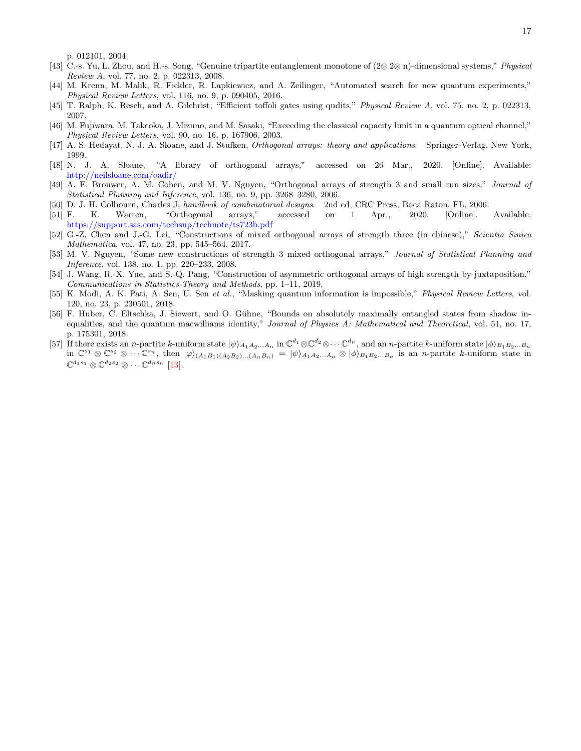p. 012101, 2004.

[43] C.-s. Yu, L. Zhou, and H.-s. Song, "Genuine tripartite entanglement monotone of (2⊗ 2⊗ n)-dimensional systems," *Physical Review A*, vol. 77, no. 2, p. 022313, 2008.

[44] M. Krenn, M. Malik, R. Fickler, R. Lapkiewicz, and A. Zeilinger, "Automated search for new quantum experiments," *Physical Review Letters*, vol. 116, no. 9, p. 090405, 2016.

[45] T. Ralph, K. Resch, and A. Gilchrist, "Efficient toffoli gates using qudits," *Physical Review A*, vol. 75, no. 2, p. 022313, 2007.

[46] M. Fujiwara, M. Takeoka, J. Mizuno, and M. Sasaki, "Exceeding the classical capacity limit in a quantum optical channel," *Physical Review Letters*, vol. 90, no. 16, p. 167906, 2003.

[47] A. S. Hedayat, N. J. A. Sloane, and J. Stufken, *Orthogonal arrays: theory and applications*. Springer-Verlag, New York, 1999.

[48] N. J. A. Sloane, "A library of orthogonal arrays," accessed on 26 Mar., 2020. [Online]. Available: http://neilsloane.com/oadir/

[49] A. E. Brouwer, A. M. Cohen, and M. V. Nguyen, "Orthogonal arrays of strength 3 and small run sizes," *Journal of Statistical Planning and Inference*, vol. 136, no. 9, pp. 3268–3280, 2006.

[50] D. J. H. Colbourn, Charles J, *handbook of combinatorial designs*. 2nd ed, CRC Press, Boca Raton, FL, 2006.

[51] F. K. Warren, "Orthogonal arrays," accessed on 1 Apr., 2020. [Online]. Available: https://support.sas.com/techsup/technote/ts723b.pdf

[52] G.-Z. Chen and J.-G. Lei, "Constructions of mixed orthogonal arrays of strength three (in chinese)," *Scientia Sinica Mathematica*, vol. 47, no. 23, pp. 545–564, 2017.

[53] M. V. Nguyen, "Some new constructions of strength 3 mixed orthogonal arrays," *Journal of Statistical Planning and Inference*, vol. 138, no. 1, pp. 220–233, 2008.

[54] J. Wang, R.-X. Yue, and S.-Q. Pang, "Construction of asymmetric orthogonal arrays of high strength by juxtaposition," *Communications in Statistics-Theory and Methods*, pp. 1–11, 2019.

[55] K. Modi, A. K. Pati, A. Sen, U. Sen *et al.*, "Masking quantum information is impossible," *Physical Review Letters*, vol. 120, no. 23, p. 230501, 2018.

[56] F. Huber, C. Eltschka, J. Siewert, and O. Gühne, "Bounds on absolutely maximally entangled states from shadow inequalities, and the quantum macwilliams identity," *Journal of Physics A: Mathematical and Theoretical*, vol. 51, no. 17, p. 175301, 2018.

[57] If there exists an $n$-partite $k$-uniform state $|\psi\rangle_{A_1A_2\ldots A_n}$ in $\mathbb{C}^{d_1}\otimes\mathbb{C}^{d_2}\otimes\cdots\mathbb{C}^{d_n}$, and an $n$-partite $k$-uniform state $|\phi\rangle_{B_1B_2\ldots B_n}$ in $\mathbb{C}^{s_1}\otimes\mathbb{C}^{s_2}\otimes\cdots\mathbb{C}^{s_n}$, then $|\varphi\rangle_{(A_1B_1)(A_2B_2)\ldots(A_nB_n)} = |\psi\rangle_{A_1A_2\ldots A_n}\otimes|\phi\rangle_{B_1B_2\ldots B_n}$ is an $n$-partite $k$-uniform state in $\mathbb{C}^{d_1s_1}\otimes\mathbb{C}^{d_2s_2}\otimes\cdots\mathbb{C}^{d_ns_n}$ [13].